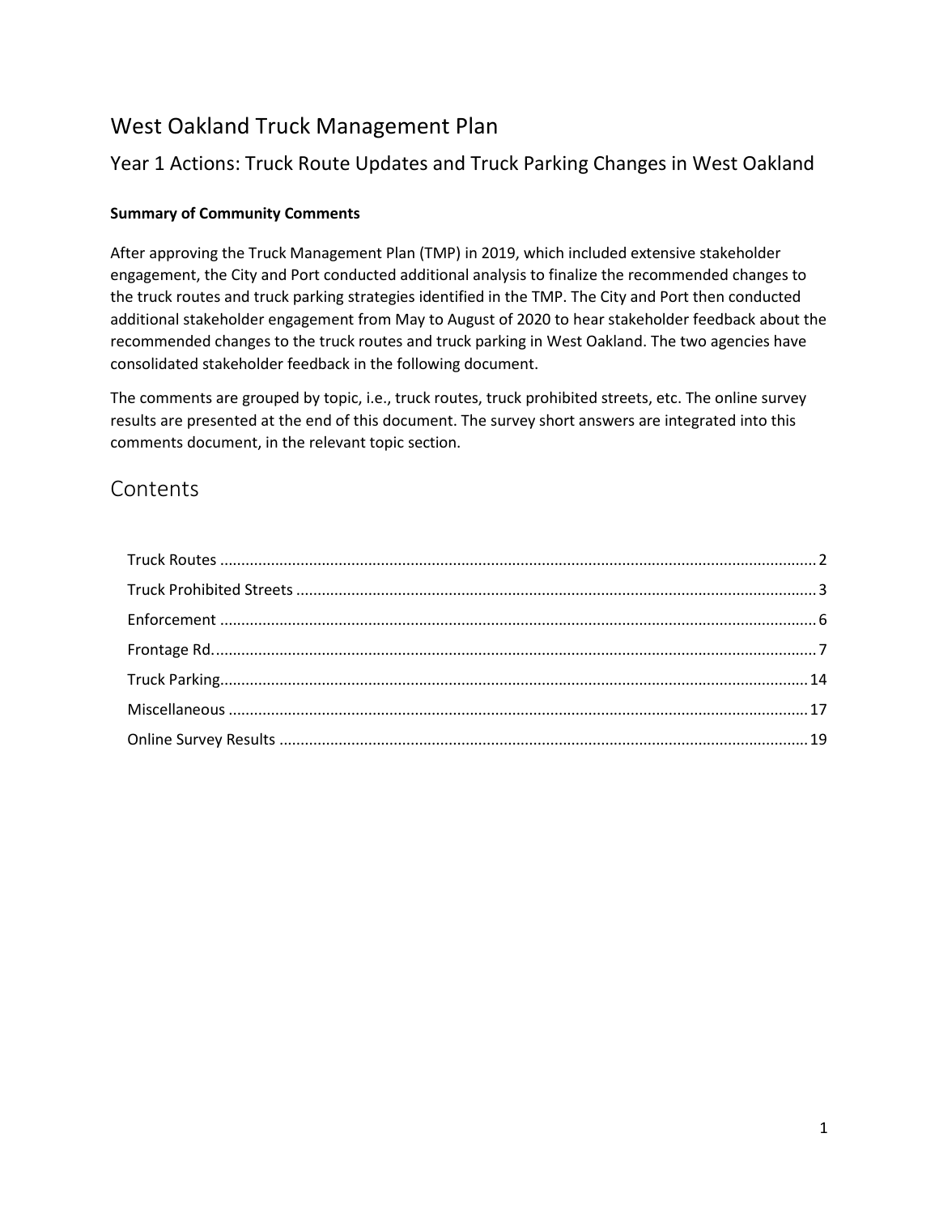# West Oakland Truck Management Plan

## Year 1 Actions: Truck Route Updates and Truck Parking Changes in West Oakland

**Summary of Community Comments**

After approving the Truck Management Plan (TMP) in 2019, which included extensive stakeholder engagement, the City and Port conducted additional analysis to finalize the recommended changes to the truck routes and truck parking strategies identified in the TMP. The City and Port then conducted additional stakeholder engagement from May to August of 2020 to hear stakeholder feedback about the recommended changes to the truck routes and truck parking in West Oakland. The two agencies have consolidated stakeholder feedback in the following document.

The comments are grouped by topic, i.e., truck routes, truck prohibited streets, etc. The online survey results are presented at the end of this document. The survey short answers are integrated into this comments document, in the relevant topic section.

## Contents

- Truck Routes ........ 2
- Truck Prohibited Streets ........ 3
- Enforcement ........ 6
- Frontage Rd. ........ 7
- Truck Parking ........ 14
- Miscellaneous ........ 17
- Online Survey Results ........ 19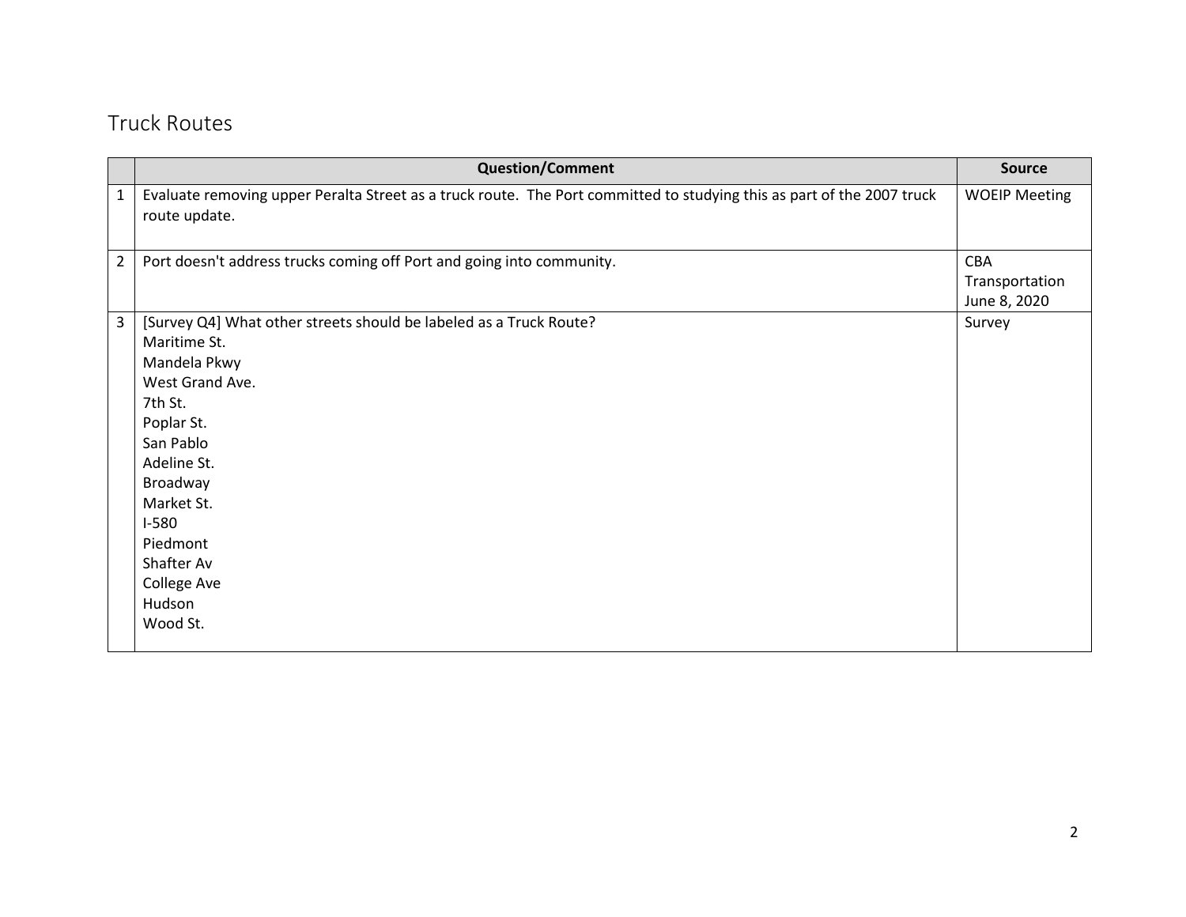# Truck Routes

| | Question/Comment | Source |
|---|---|---|
| 1 | Evaluate removing upper Peralta Street as a truck route. The Port committed to studying this as part of the 2007 truck route update. | WOEIP Meeting |
| 2 | Port doesn't address trucks coming off Port and going into community. | CBA Transportation June 8, 2020 |
| 3 | [Survey Q4] What other streets should be labeled as a Truck Route?<br>Maritime St.<br>Mandela Pkwy<br>West Grand Ave.<br>7th St.<br>Poplar St.<br>San Pablo<br>Adeline St.<br>Broadway<br>Market St.<br>I-580<br>Piedmont<br>Shafter Av<br>College Ave<br>Hudson<br>Wood St. | Survey |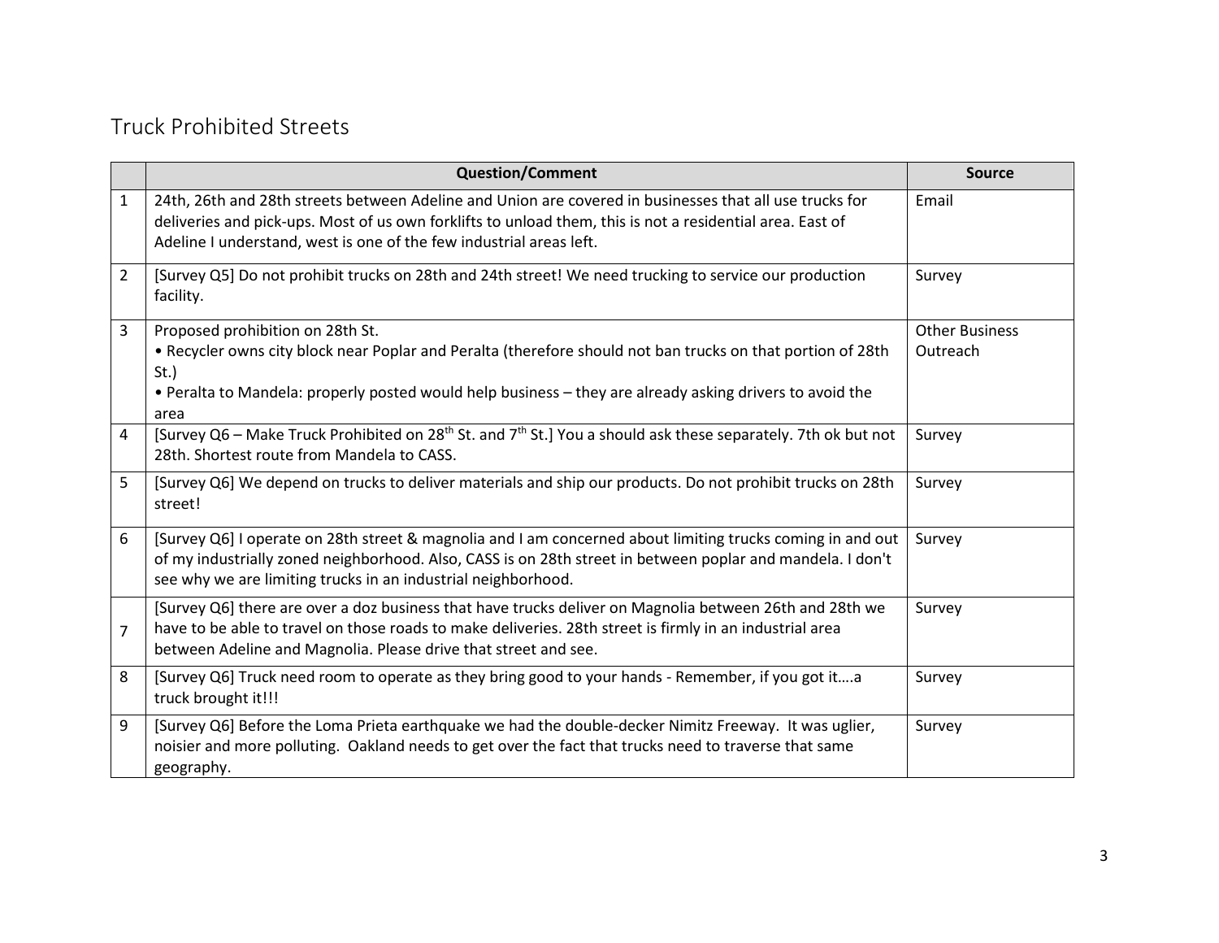## Truck Prohibited Streets

| | Question/Comment | Source |
|---|---|---|
| 1 | 24th, 26th and 28th streets between Adeline and Union are covered in businesses that all use trucks for deliveries and pick-ups. Most of us own forklifts to unload them, this is not a residential area. East of Adeline I understand, west is one of the few industrial areas left. | Email |
| 2 | [Survey Q5] Do not prohibit trucks on 28th and 24th street! We need trucking to service our production facility. | Survey |
| 3 | Proposed prohibition on 28th St.<br>• Recycler owns city block near Poplar and Peralta (therefore should not ban trucks on that portion of 28th St.)<br>• Peralta to Mandela: properly posted would help business – they are already asking drivers to avoid the area | Other Business Outreach |
| 4 | [Survey Q6 – Make Truck Prohibited on 28th St. and 7th St.] You a should ask these separately. 7th ok but not 28th. Shortest route from Mandela to CASS. | Survey |
| 5 | [Survey Q6] We depend on trucks to deliver materials and ship our products. Do not prohibit trucks on 28th street! | Survey |
| 6 | [Survey Q6] I operate on 28th street & magnolia and I am concerned about limiting trucks coming in and out of my industrially zoned neighborhood. Also, CASS is on 28th street in between poplar and mandela. I don't see why we are limiting trucks in an industrial neighborhood. | Survey |
| 7 | [Survey Q6] there are over a doz business that have trucks deliver on Magnolia between 26th and 28th we have to be able to travel on those roads to make deliveries. 28th street is firmly in an industrial area between Adeline and Magnolia. Please drive that street and see. | Survey |
| 8 | [Survey Q6] Truck need room to operate as they bring good to your hands - Remember, if you got it….a truck brought it!!! | Survey |
| 9 | [Survey Q6] Before the Loma Prieta earthquake we had the double-decker Nimitz Freeway. It was uglier, noisier and more polluting. Oakland needs to get over the fact that trucks need to traverse that same geography. | Survey |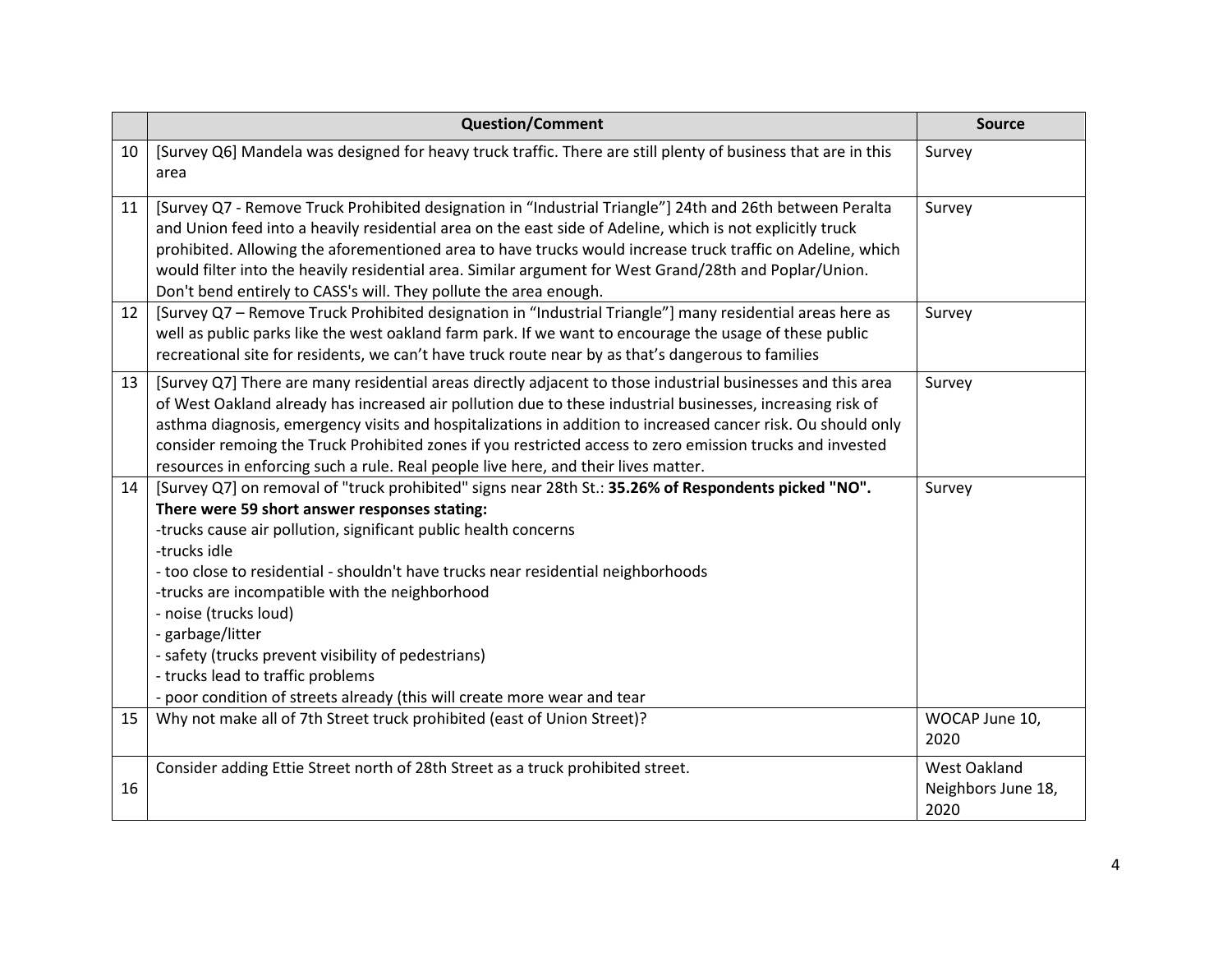| | Question/Comment | Source |
|---|---|---|
| 10 | [Survey Q6] Mandela was designed for heavy truck traffic. There are still plenty of business that are in this area | Survey |
| 11 | [Survey Q7 - Remove Truck Prohibited designation in "Industrial Triangle"] 24th and 26th between Peralta and Union feed into a heavily residential area on the east side of Adeline, which is not explicitly truck prohibited. Allowing the aforementioned area to have trucks would increase truck traffic on Adeline, which would filter into the heavily residential area. Similar argument for West Grand/28th and Poplar/Union. Don't bend entirely to CASS's will. They pollute the area enough. | Survey |
| 12 | [Survey Q7 – Remove Truck Prohibited designation in "Industrial Triangle"] many residential areas here as well as public parks like the west oakland farm park. If we want to encourage the usage of these public recreational site for residents, we can't have truck route near by as that's dangerous to families | Survey |
| 13 | [Survey Q7] There are many residential areas directly adjacent to those industrial businesses and this area of West Oakland already has increased air pollution due to these industrial businesses, increasing risk of asthma diagnosis, emergency visits and hospitalizations in addition to increased cancer risk. Ou should only consider remoing the Truck Prohibited zones if you restricted access to zero emission trucks and invested resources in enforcing such a rule. Real people live here, and their lives matter. | Survey |
| 14 | [Survey Q7] on removal of "truck prohibited" signs near 28th St.: **35.26% of Respondents picked "NO". There were 59 short answer responses stating:**<br>-trucks cause air pollution, significant public health concerns<br>-trucks idle<br>- too close to residential - shouldn't have trucks near residential neighborhoods<br>-trucks are incompatible with the neighborhood<br>- noise (trucks loud)<br>- garbage/litter<br>- safety (trucks prevent visibility of pedestrians)<br>- trucks lead to traffic problems<br>- poor condition of streets already (this will create more wear and tear | Survey |
| 15 | Why not make all of 7th Street truck prohibited (east of Union Street)? | WOCAP June 10, 2020 |
| 16 | Consider adding Ettie Street north of 28th Street as a truck prohibited street. | West Oakland Neighbors June 18, 2020 |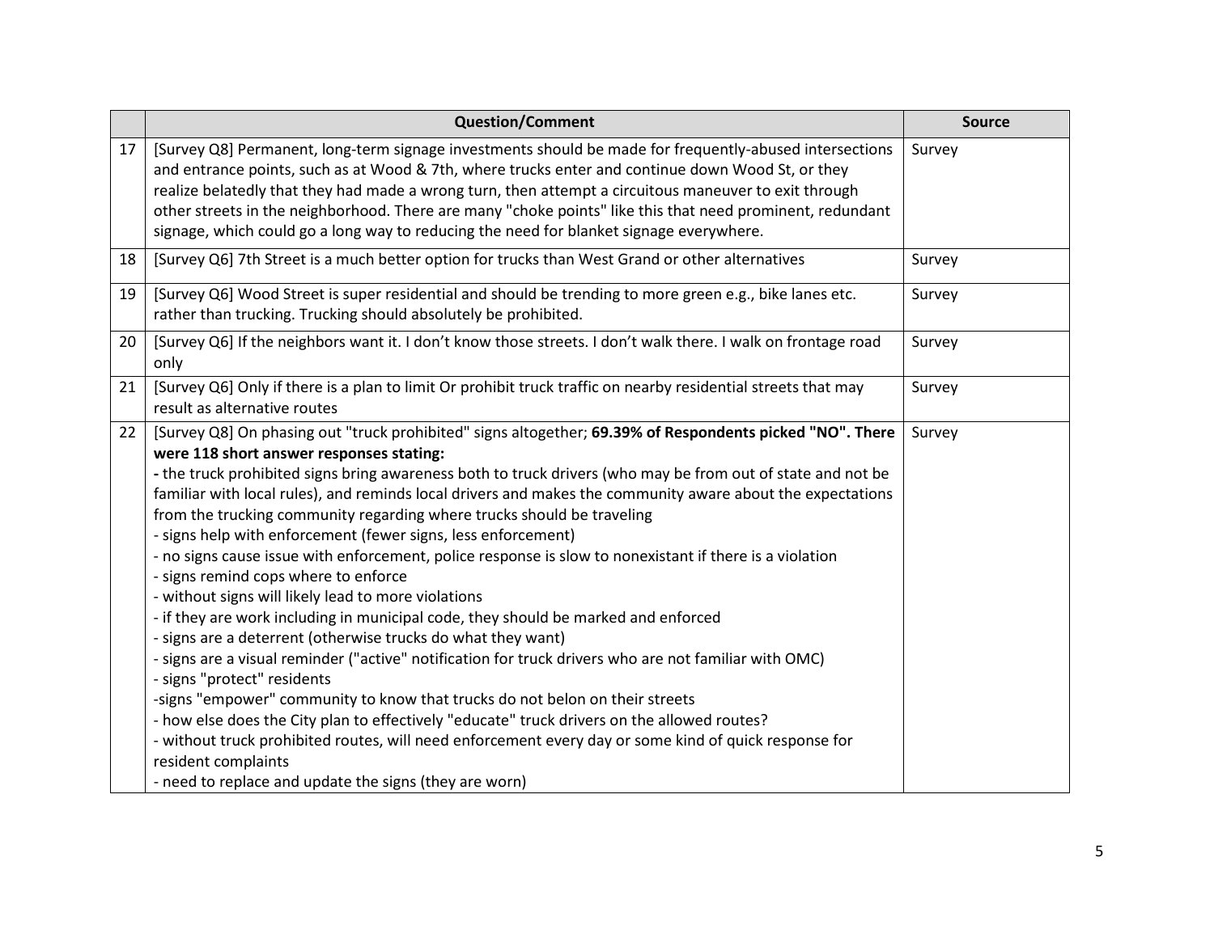| | Question/Comment | Source |
|---|---|---|
| 17 | [Survey Q8] Permanent, long-term signage investments should be made for frequently-abused intersections and entrance points, such as at Wood & 7th, where trucks enter and continue down Wood St, or they realize belatedly that they had made a wrong turn, then attempt a circuitous maneuver to exit through other streets in the neighborhood. There are many "choke points" like this that need prominent, redundant signage, which could go a long way to reducing the need for blanket signage everywhere. | Survey |
| 18 | [Survey Q6] 7th Street is a much better option for trucks than West Grand or other alternatives | Survey |
| 19 | [Survey Q6] Wood Street is super residential and should be trending to more green e.g., bike lanes etc. rather than trucking. Trucking should absolutely be prohibited. | Survey |
| 20 | [Survey Q6] If the neighbors want it. I don't know those streets. I don't walk there. I walk on frontage road only | Survey |
| 21 | [Survey Q6] Only if there is a plan to limit Or prohibit truck traffic on nearby residential streets that may result as alternative routes | Survey |
| 22 | [Survey Q8] On phasing out "truck prohibited" signs altogether; **69.39% of Respondents picked "NO". There were 118 short answer responses stating:**<br>**-** the truck prohibited signs bring awareness both to truck drivers (who may be from out of state and not be familiar with local rules), and reminds local drivers and makes the community aware about the expectations from the trucking community regarding where trucks should be traveling<br>- signs help with enforcement (fewer signs, less enforcement)<br>- no signs cause issue with enforcement, police response is slow to nonexistant if there is a violation<br>- signs remind cops where to enforce<br>- without signs will likely lead to more violations<br>- if they are work including in municipal code, they should be marked and enforced<br>- signs are a deterrent (otherwise trucks do what they want)<br>- signs are a visual reminder ("active" notification for truck drivers who are not familiar with OMC)<br>- signs "protect" residents<br>-signs "empower" community to know that trucks do not belon on their streets<br>- how else does the City plan to effectively "educate" truck drivers on the allowed routes?<br>- without truck prohibited routes, will need enforcement every day or some kind of quick response for resident complaints<br>- need to replace and update the signs (they are worn) | Survey |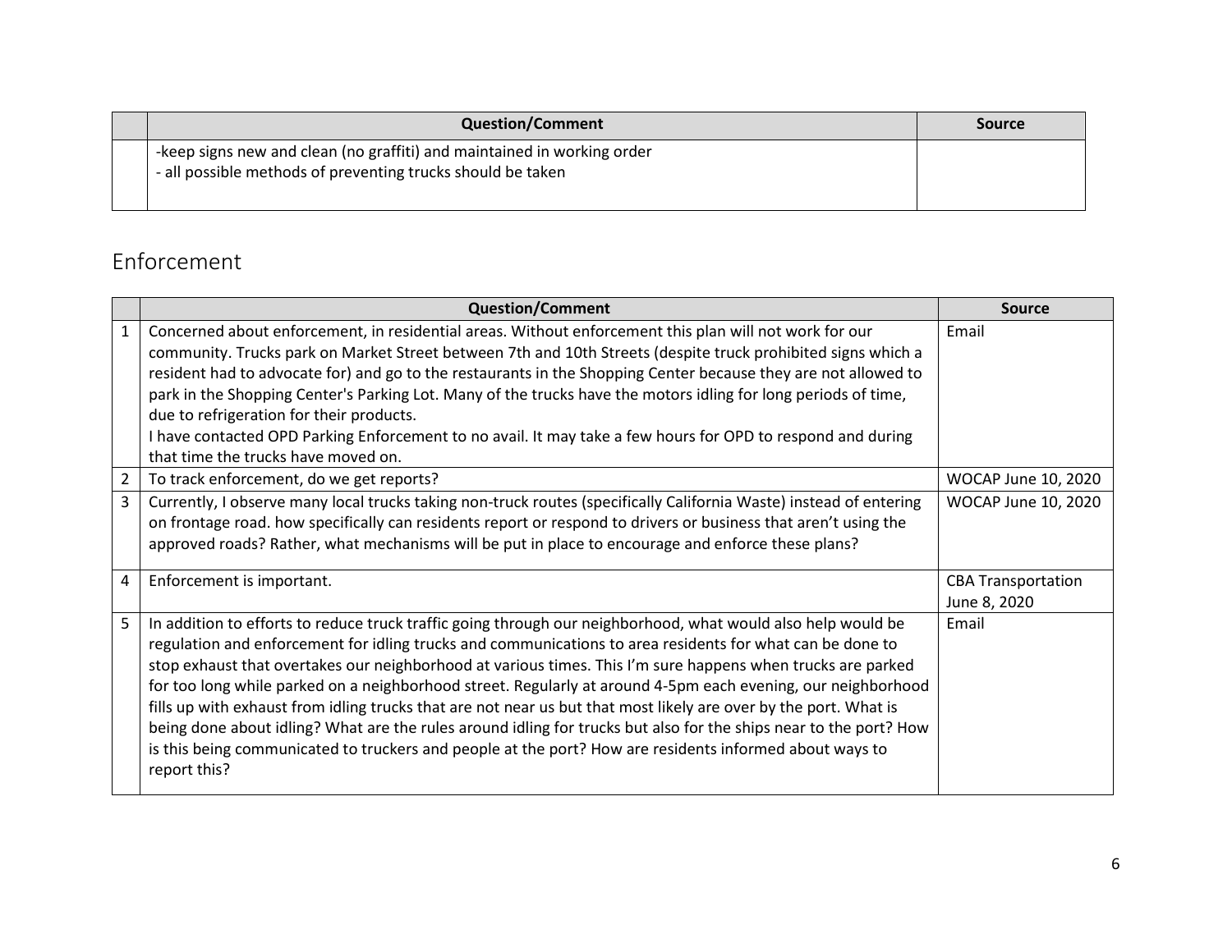| | Question/Comment | Source |
|---|---|---|
| | -keep signs new and clean (no graffiti) and maintained in working order<br>- all possible methods of preventing trucks should be taken | |

## Enforcement

| | Question/Comment | Source |
|---|---|---|
| 1 | Concerned about enforcement, in residential areas. Without enforcement this plan will not work for our community. Trucks park on Market Street between 7th and 10th Streets (despite truck prohibited signs which a resident had to advocate for) and go to the restaurants in the Shopping Center because they are not allowed to park in the Shopping Center's Parking Lot. Many of the trucks have the motors idling for long periods of time, due to refrigeration for their products.<br>I have contacted OPD Parking Enforcement to no avail. It may take a few hours for OPD to respond and during that time the trucks have moved on. | Email |
| 2 | To track enforcement, do we get reports? | WOCAP June 10, 2020 |
| 3 | Currently, I observe many local trucks taking non-truck routes (specifically California Waste) instead of entering on frontage road. how specifically can residents report or respond to drivers or business that aren't using the approved roads? Rather, what mechanisms will be put in place to encourage and enforce these plans? | WOCAP June 10, 2020 |
| 4 | Enforcement is important. | CBA Transportation June 8, 2020 |
| 5 | In addition to efforts to reduce truck traffic going through our neighborhood, what would also help would be regulation and enforcement for idling trucks and communications to area residents for what can be done to stop exhaust that overtakes our neighborhood at various times. This I'm sure happens when trucks are parked for too long while parked on a neighborhood street. Regularly at around 4-5pm each evening, our neighborhood fills up with exhaust from idling trucks that are not near us but that most likely are over by the port. What is being done about idling? What are the rules around idling for trucks but also for the ships near to the port? How is this being communicated to truckers and people at the port? How are residents informed about ways to report this? | Email |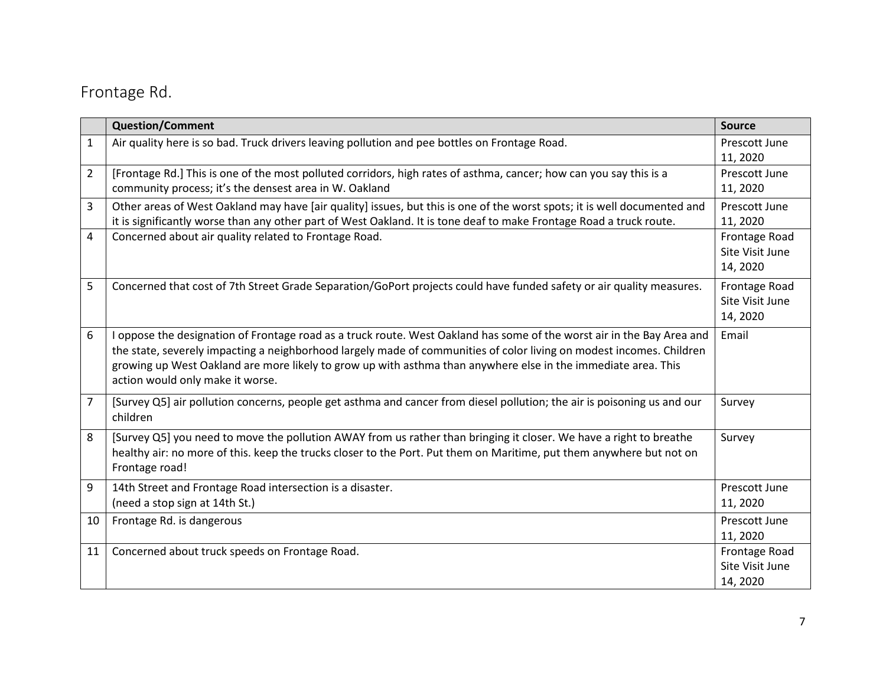## Frontage Rd.

| | Question/Comment | Source |
|---|---|---|
| 1 | Air quality here is so bad. Truck drivers leaving pollution and pee bottles on Frontage Road. | Prescott June 11, 2020 |
| 2 | [Frontage Rd.] This is one of the most polluted corridors, high rates of asthma, cancer; how can you say this is a community process; it's the densest area in W. Oakland | Prescott June 11, 2020 |
| 3 | Other areas of West Oakland may have [air quality] issues, but this is one of the worst spots; it is well documented and it is significantly worse than any other part of West Oakland. It is tone deaf to make Frontage Road a truck route. | Prescott June 11, 2020 |
| 4 | Concerned about air quality related to Frontage Road. | Frontage Road Site Visit June 14, 2020 |
| 5 | Concerned that cost of 7th Street Grade Separation/GoPort projects could have funded safety or air quality measures. | Frontage Road Site Visit June 14, 2020 |
| 6 | I oppose the designation of Frontage road as a truck route. West Oakland has some of the worst air in the Bay Area and the state, severely impacting a neighborhood largely made of communities of color living on modest incomes. Children growing up West Oakland are more likely to grow up with asthma than anywhere else in the immediate area. This action would only make it worse. | Email |
| 7 | [Survey Q5] air pollution concerns, people get asthma and cancer from diesel pollution; the air is poisoning us and our children | Survey |
| 8 | [Survey Q5] you need to move the pollution AWAY from us rather than bringing it closer. We have a right to breathe healthy air: no more of this. keep the trucks closer to the Port. Put them on Maritime, put them anywhere but not on Frontage road! | Survey |
| 9 | 14th Street and Frontage Road intersection is a disaster.<br>(need a stop sign at 14th St.) | Prescott June 11, 2020 |
| 10 | Frontage Rd. is dangerous | Prescott June 11, 2020 |
| 11 | Concerned about truck speeds on Frontage Road. | Frontage Road Site Visit June 14, 2020 |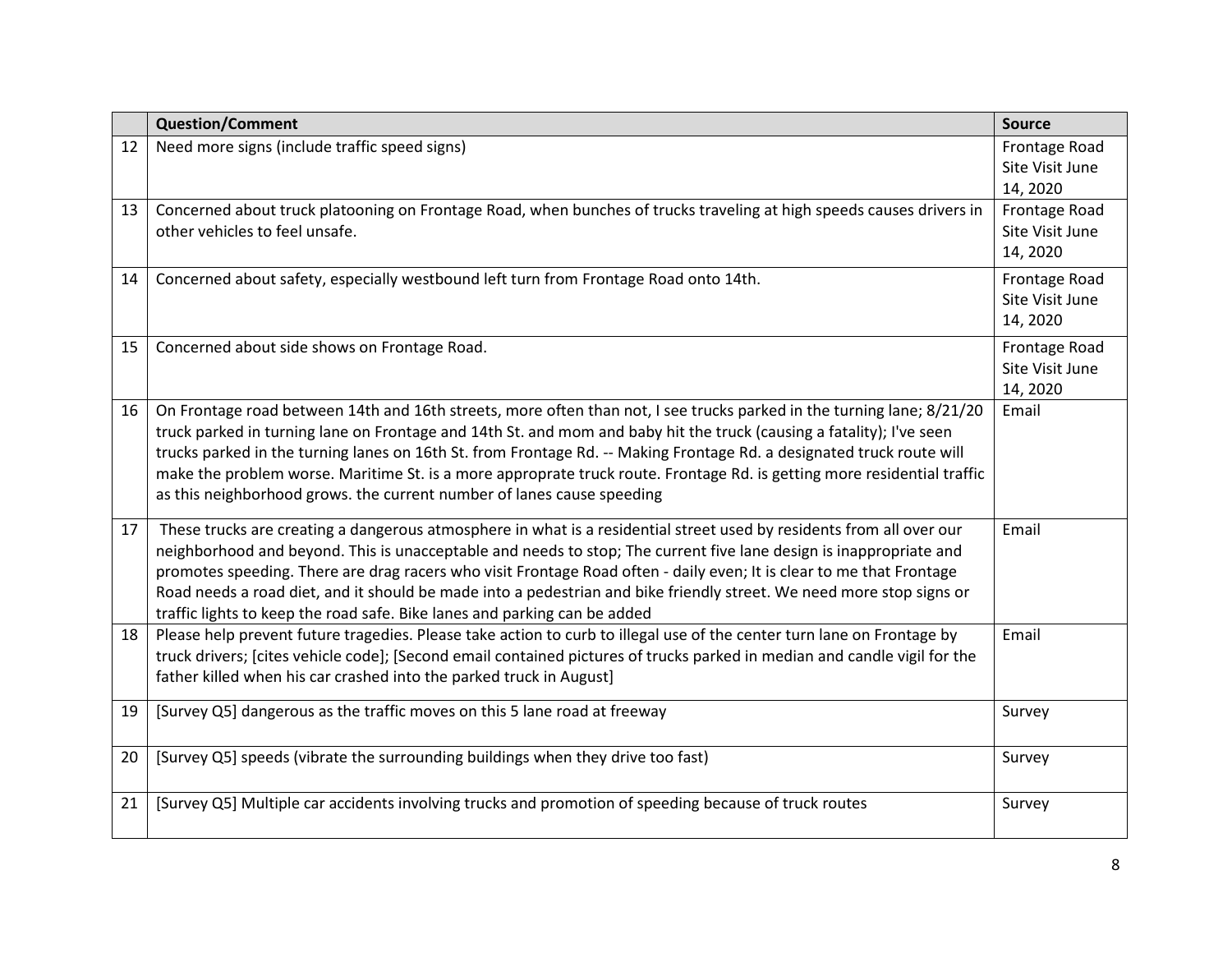| | Question/Comment | Source |
|---|---|---|
| 12 | Need more signs (include traffic speed signs) | Frontage Road Site Visit June 14, 2020 |
| 13 | Concerned about truck platooning on Frontage Road, when bunches of trucks traveling at high speeds causes drivers in other vehicles to feel unsafe. | Frontage Road Site Visit June 14, 2020 |
| 14 | Concerned about safety, especially westbound left turn from Frontage Road onto 14th. | Frontage Road Site Visit June 14, 2020 |
| 15 | Concerned about side shows on Frontage Road. | Frontage Road Site Visit June 14, 2020 |
| 16 | On Frontage road between 14th and 16th streets, more often than not, I see trucks parked in the turning lane; 8/21/20 truck parked in turning lane on Frontage and 14th St. and mom and baby hit the truck (causing a fatality); I've seen trucks parked in the turning lanes on 16th St. from Frontage Rd. -- Making Frontage Rd. a designated truck route will make the problem worse. Maritime St. is a more approprate truck route. Frontage Rd. is getting more residential traffic as this neighborhood grows. the current number of lanes cause speeding | Email |
| 17 | These trucks are creating a dangerous atmosphere in what is a residential street used by residents from all over our neighborhood and beyond. This is unacceptable and needs to stop; The current five lane design is inappropriate and promotes speeding. There are drag racers who visit Frontage Road often - daily even; It is clear to me that Frontage Road needs a road diet, and it should be made into a pedestrian and bike friendly street. We need more stop signs or traffic lights to keep the road safe. Bike lanes and parking can be added | Email |
| 18 | Please help prevent future tragedies. Please take action to curb to illegal use of the center turn lane on Frontage by truck drivers; [cites vehicle code]; [Second email contained pictures of trucks parked in median and candle vigil for the father killed when his car crashed into the parked truck in August] | Email |
| 19 | [Survey Q5] dangerous as the traffic moves on this 5 lane road at freeway | Survey |
| 20 | [Survey Q5] speeds (vibrate the surrounding buildings when they drive too fast) | Survey |
| 21 | [Survey Q5] Multiple car accidents involving trucks and promotion of speeding because of truck routes | Survey |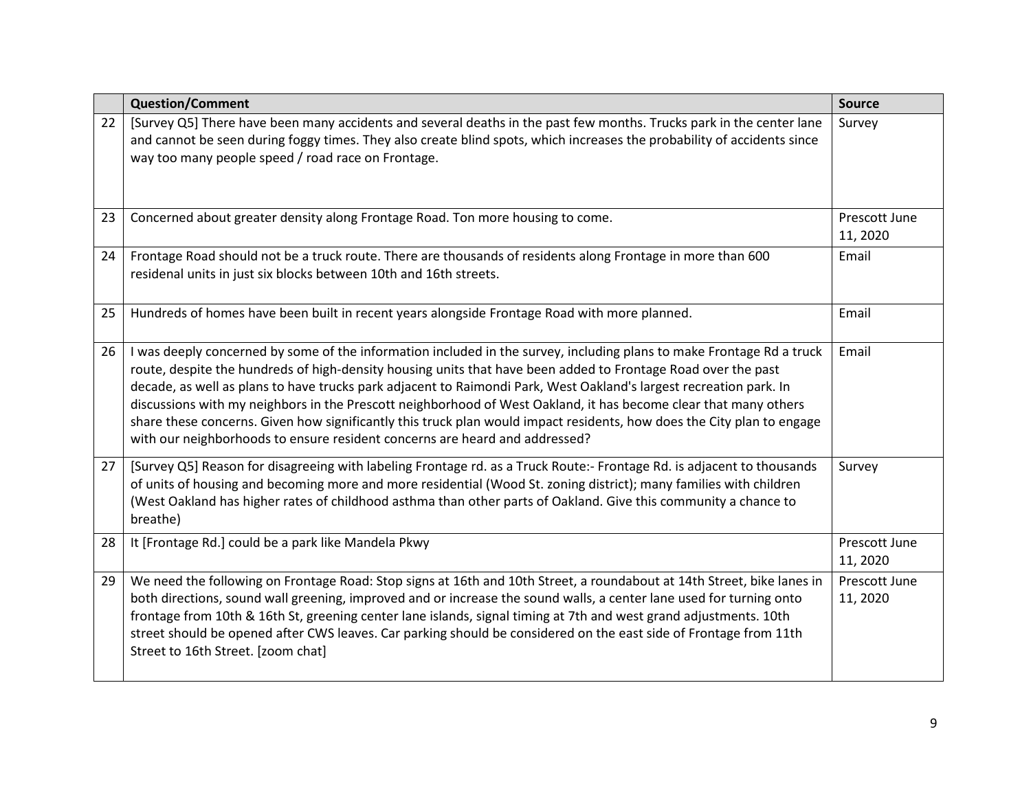| | Question/Comment | Source |
|---|---|---|
| 22 | [Survey Q5] There have been many accidents and several deaths in the past few months. Trucks park in the center lane and cannot be seen during foggy times. They also create blind spots, which increases the probability of accidents since way too many people speed / road race on Frontage. | Survey |
| 23 | Concerned about greater density along Frontage Road. Ton more housing to come. | Prescott June 11, 2020 |
| 24 | Frontage Road should not be a truck route. There are thousands of residents along Frontage in more than 600 residenal units in just six blocks between 10th and 16th streets. | Email |
| 25 | Hundreds of homes have been built in recent years alongside Frontage Road with more planned. | Email |
| 26 | I was deeply concerned by some of the information included in the survey, including plans to make Frontage Rd a truck route, despite the hundreds of high-density housing units that have been added to Frontage Road over the past decade, as well as plans to have trucks park adjacent to Raimondi Park, West Oakland's largest recreation park. In discussions with my neighbors in the Prescott neighborhood of West Oakland, it has become clear that many others share these concerns. Given how significantly this truck plan would impact residents, how does the City plan to engage with our neighborhoods to ensure resident concerns are heard and addressed? | Email |
| 27 | [Survey Q5] Reason for disagreeing with labeling Frontage rd. as a Truck Route:- Frontage Rd. is adjacent to thousands of units of housing and becoming more and more residential (Wood St. zoning district); many families with children (West Oakland has higher rates of childhood asthma than other parts of Oakland. Give this community a chance to breathe) | Survey |
| 28 | It [Frontage Rd.] could be a park like Mandela Pkwy | Prescott June 11, 2020 |
| 29 | We need the following on Frontage Road: Stop signs at 16th and 10th Street, a roundabout at 14th Street, bike lanes in both directions, sound wall greening, improved and or increase the sound walls, a center lane used for turning onto frontage from 10th & 16th St, greening center lane islands, signal timing at 7th and west grand adjustments. 10th street should be opened after CWS leaves. Car parking should be considered on the east side of Frontage from 11th Street to 16th Street. [zoom chat] | Prescott June 11, 2020 |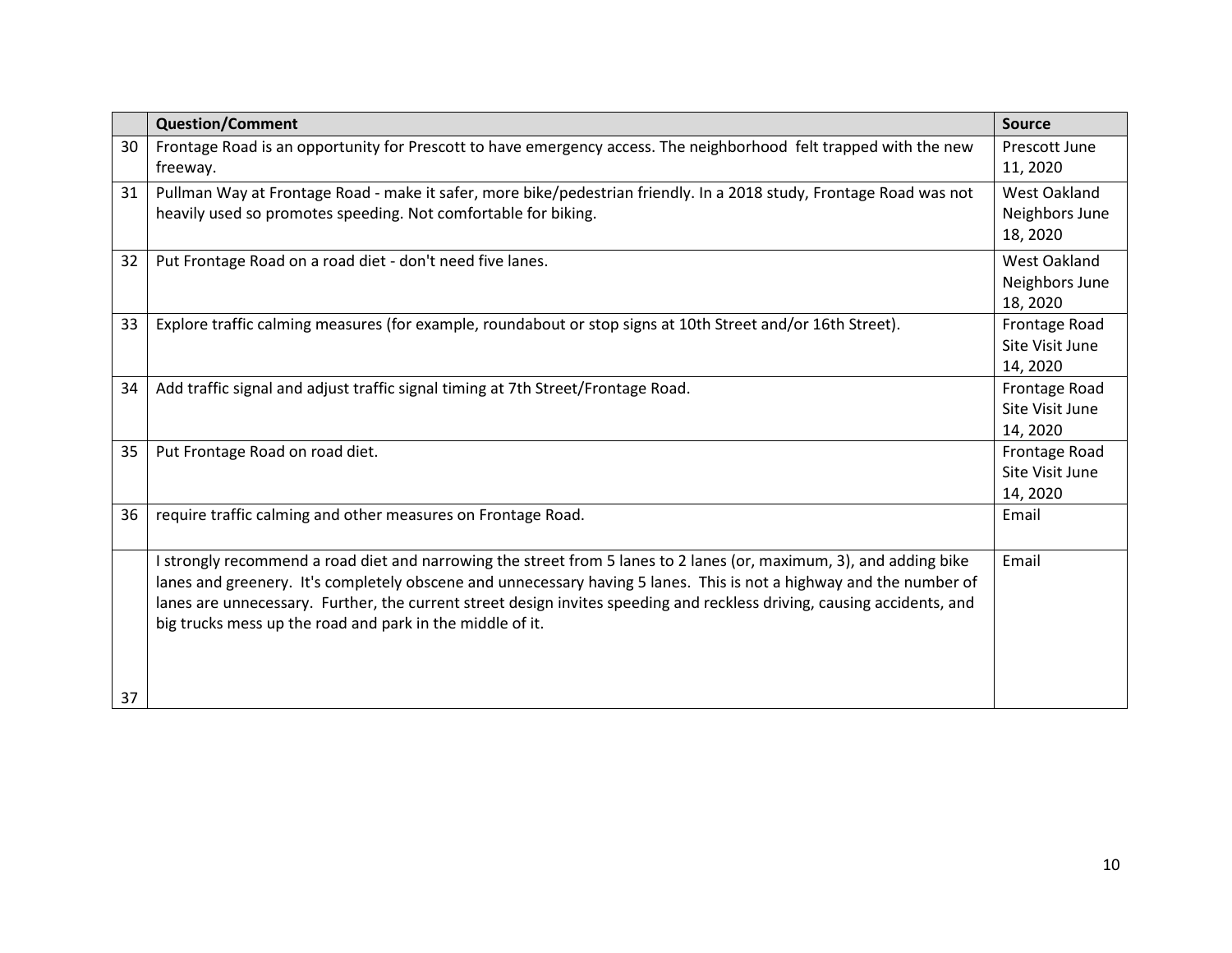| | Question/Comment | Source |
|---|---|---|
| 30 | Frontage Road is an opportunity for Prescott to have emergency access. The neighborhood felt trapped with the new freeway. | Prescott June 11, 2020 |
| 31 | Pullman Way at Frontage Road - make it safer, more bike/pedestrian friendly. In a 2018 study, Frontage Road was not heavily used so promotes speeding. Not comfortable for biking. | West Oakland Neighbors June 18, 2020 |
| 32 | Put Frontage Road on a road diet - don't need five lanes. | West Oakland Neighbors June 18, 2020 |
| 33 | Explore traffic calming measures (for example, roundabout or stop signs at 10th Street and/or 16th Street). | Frontage Road Site Visit June 14, 2020 |
| 34 | Add traffic signal and adjust traffic signal timing at 7th Street/Frontage Road. | Frontage Road Site Visit June 14, 2020 |
| 35 | Put Frontage Road on road diet. | Frontage Road Site Visit June 14, 2020 |
| 36 | require traffic calming and other measures on Frontage Road. | Email |
| 37 | I strongly recommend a road diet and narrowing the street from 5 lanes to 2 lanes (or, maximum, 3), and adding bike lanes and greenery. It's completely obscene and unnecessary having 5 lanes. This is not a highway and the number of lanes are unnecessary. Further, the current street design invites speeding and reckless driving, causing accidents, and big trucks mess up the road and park in the middle of it. | Email |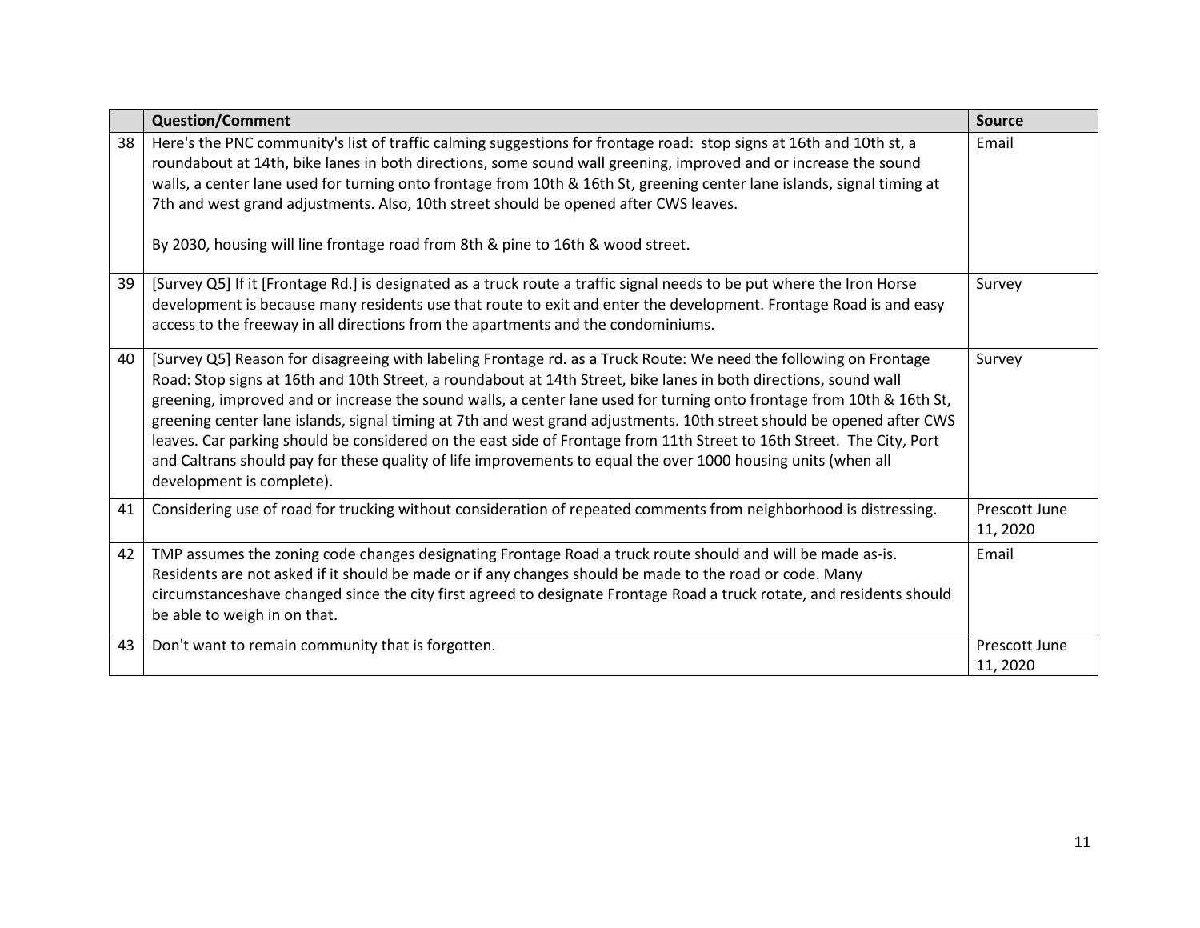| | Question/Comment | Source |
|---|---|---|
| 38 | Here's the PNC community's list of traffic calming suggestions for frontage road: stop signs at 16th and 10th st, a roundabout at 14th, bike lanes in both directions, some sound wall greening, improved and or increase the sound walls, a center lane used for turning onto frontage from 10th & 16th St, greening center lane islands, signal timing at 7th and west grand adjustments. Also, 10th street should be opened after CWS leaves.<br><br>By 2030, housing will line frontage road from 8th & pine to 16th & wood street. | Email |
| 39 | [Survey Q5] If it [Frontage Rd.] is designated as a truck route a traffic signal needs to be put where the Iron Horse development is because many residents use that route to exit and enter the development. Frontage Road is and easy access to the freeway in all directions from the apartments and the condominiums. | Survey |
| 40 | [Survey Q5] Reason for disagreeing with labeling Frontage rd. as a Truck Route: We need the following on Frontage Road: Stop signs at 16th and 10th Street, a roundabout at 14th Street, bike lanes in both directions, sound wall greening, improved and or increase the sound walls, a center lane used for turning onto frontage from 10th & 16th St, greening center lane islands, signal timing at 7th and west grand adjustments. 10th street should be opened after CWS leaves. Car parking should be considered on the east side of Frontage from 11th Street to 16th Street. The City, Port and Caltrans should pay for these quality of life improvements to equal the over 1000 housing units (when all development is complete). | Survey |
| 41 | Considering use of road for trucking without consideration of repeated comments from neighborhood is distressing. | Prescott June 11, 2020 |
| 42 | TMP assumes the zoning code changes designating Frontage Road a truck route should and will be made as-is. Residents are not asked if it should be made or if any changes should be made to the road or code. Many circumstanceshave changed since the city first agreed to designate Frontage Road a truck rotate, and residents should be able to weigh in on that. | Email |
| 43 | Don't want to remain community that is forgotten. | Prescott June 11, 2020 |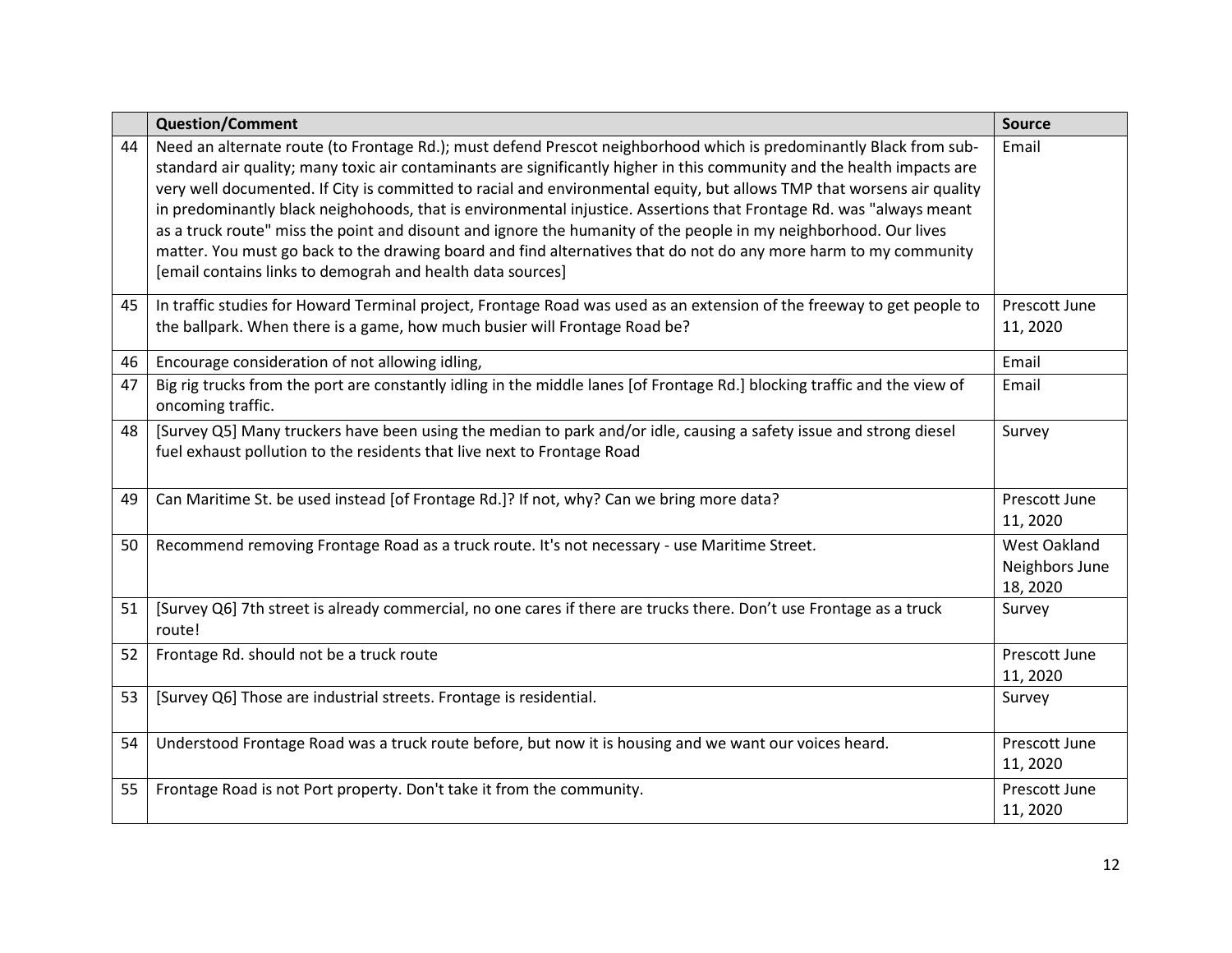| | Question/Comment | Source |
|---|---|---|
| 44 | Need an alternate route (to Frontage Rd.); must defend Prescot neighborhood which is predominantly Black from sub-standard air quality; many toxic air contaminants are significantly higher in this community and the health impacts are very well documented. If City is committed to racial and environmental equity, but allows TMP that worsens air quality in predominantly black neighohoods, that is environmental injustice. Assertions that Frontage Rd. was "always meant as a truck route" miss the point and disount and ignore the humanity of the people in my neighborhood. Our lives matter. You must go back to the drawing board and find alternatives that do not do any more harm to my community [email contains links to demograh and health data sources] | Email |
| 45 | In traffic studies for Howard Terminal project, Frontage Road was used as an extension of the freeway to get people to the ballpark. When there is a game, how much busier will Frontage Road be? | Prescott June 11, 2020 |
| 46 | Encourage consideration of not allowing idling, | Email |
| 47 | Big rig trucks from the port are constantly idling in the middle lanes [of Frontage Rd.] blocking traffic and the view of oncoming traffic. | Email |
| 48 | [Survey Q5] Many truckers have been using the median to park and/or idle, causing a safety issue and strong diesel fuel exhaust pollution to the residents that live next to Frontage Road | Survey |
| 49 | Can Maritime St. be used instead [of Frontage Rd.]? If not, why? Can we bring more data? | Prescott June 11, 2020 |
| 50 | Recommend removing Frontage Road as a truck route. It's not necessary - use Maritime Street. | West Oakland Neighbors June 18, 2020 |
| 51 | [Survey Q6] 7th street is already commercial, no one cares if there are trucks there. Don't use Frontage as a truck route! | Survey |
| 52 | Frontage Rd. should not be a truck route | Prescott June 11, 2020 |
| 53 | [Survey Q6] Those are industrial streets. Frontage is residential. | Survey |
| 54 | Understood Frontage Road was a truck route before, but now it is housing and we want our voices heard. | Prescott June 11, 2020 |
| 55 | Frontage Road is not Port property. Don't take it from the community. | Prescott June 11, 2020 |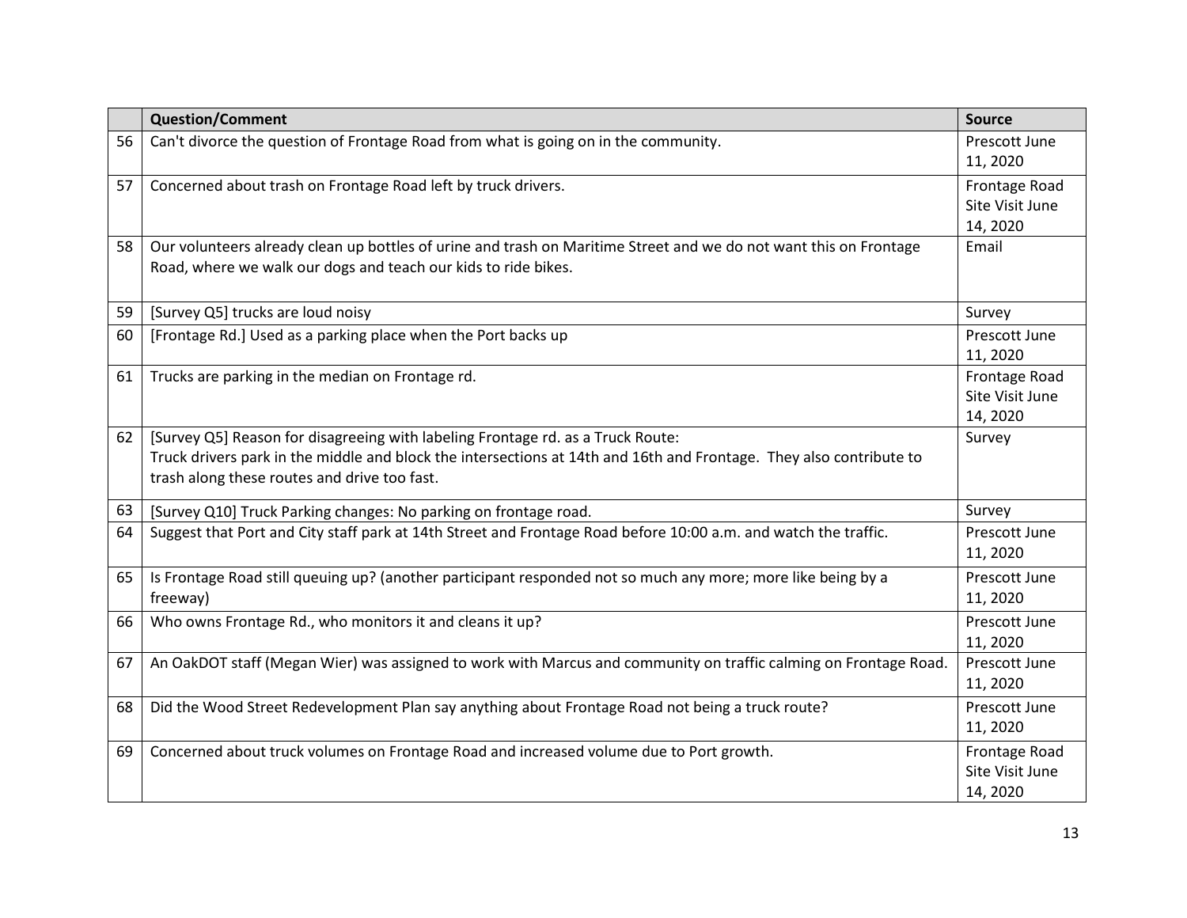| | Question/Comment | Source |
|---|---|---|
| 56 | Can't divorce the question of Frontage Road from what is going on in the community. | Prescott June 11, 2020 |
| 57 | Concerned about trash on Frontage Road left by truck drivers. | Frontage Road Site Visit June 14, 2020 |
| 58 | Our volunteers already clean up bottles of urine and trash on Maritime Street and we do not want this on Frontage Road, where we walk our dogs and teach our kids to ride bikes. | Email |
| 59 | [Survey Q5] trucks are loud noisy | Survey |
| 60 | [Frontage Rd.] Used as a parking place when the Port backs up | Prescott June 11, 2020 |
| 61 | Trucks are parking in the median on Frontage rd. | Frontage Road Site Visit June 14, 2020 |
| 62 | [Survey Q5] Reason for disagreeing with labeling Frontage rd. as a Truck Route:<br>Truck drivers park in the middle and block the intersections at 14th and 16th and Frontage. They also contribute to trash along these routes and drive too fast. | Survey |
| 63 | [Survey Q10] Truck Parking changes: No parking on frontage road. | Survey |
| 64 | Suggest that Port and City staff park at 14th Street and Frontage Road before 10:00 a.m. and watch the traffic. | Prescott June 11, 2020 |
| 65 | Is Frontage Road still queuing up? (another participant responded not so much any more; more like being by a freeway) | Prescott June 11, 2020 |
| 66 | Who owns Frontage Rd., who monitors it and cleans it up? | Prescott June 11, 2020 |
| 67 | An OakDOT staff (Megan Wier) was assigned to work with Marcus and community on traffic calming on Frontage Road. | Prescott June 11, 2020 |
| 68 | Did the Wood Street Redevelopment Plan say anything about Frontage Road not being a truck route? | Prescott June 11, 2020 |
| 69 | Concerned about truck volumes on Frontage Road and increased volume due to Port growth. | Frontage Road Site Visit June 14, 2020 |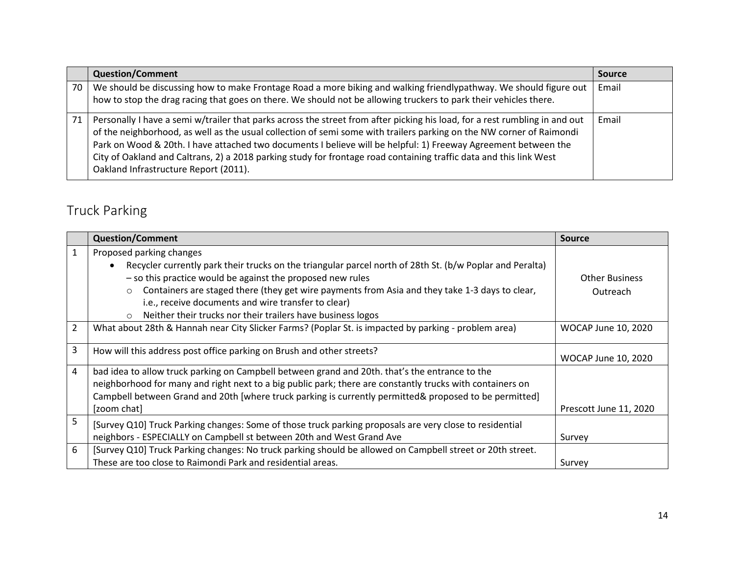| | Question/Comment | Source |
|---|---|---|
| 70 | We should be discussing how to make Frontage Road a more biking and walking friendlypathway. We should figure out how to stop the drag racing that goes on there. We should not be allowing truckers to park their vehicles there. | Email |
| 71 | Personally I have a semi w/trailer that parks across the street from after picking his load, for a rest rumbling in and out of the neighborhood, as well as the usual collection of semi some with trailers parking on the NW corner of Raimondi Park on Wood & 20th. I have attached two documents I believe will be helpful: 1) Freeway Agreement between the City of Oakland and Caltrans, 2) a 2018 parking study for frontage road containing traffic data and this link West Oakland Infrastructure Report (2011). | Email |

## Truck Parking

| | Question/Comment | Source |
|---|---|---|
| 1 | Proposed parking changes<br>• Recycler currently park their trucks on the triangular parcel north of 28th St. (b/w Poplar and Peralta) – so this practice would be against the proposed new rules<br>  ○ Containers are staged there (they get wire payments from Asia and they take 1-3 days to clear, i.e., receive documents and wire transfer to clear)<br>  ○ Neither their trucks nor their trailers have business logos | Other Business Outreach |
| 2 | What about 28th & Hannah near City Slicker Farms? (Poplar St. is impacted by parking - problem area) | WOCAP June 10, 2020 |
| 3 | How will this address post office parking on Brush and other streets? | WOCAP June 10, 2020 |
| 4 | bad idea to allow truck parking on Campbell between grand and 20th. that's the entrance to the neighborhood for many and right next to a big public park; there are constantly trucks with containers on Campbell between Grand and 20th [where truck parking is currently permitted& proposed to be permitted] [zoom chat] | Prescott June 11, 2020 |
| 5 | [Survey Q10] Truck Parking changes: Some of those truck parking proposals are very close to residential neighbors - ESPECIALLY on Campbell st between 20th and West Grand Ave | Survey |
| 6 | [Survey Q10] Truck Parking changes: No truck parking should be allowed on Campbell street or 20th street. These are too close to Raimondi Park and residential areas. | Survey |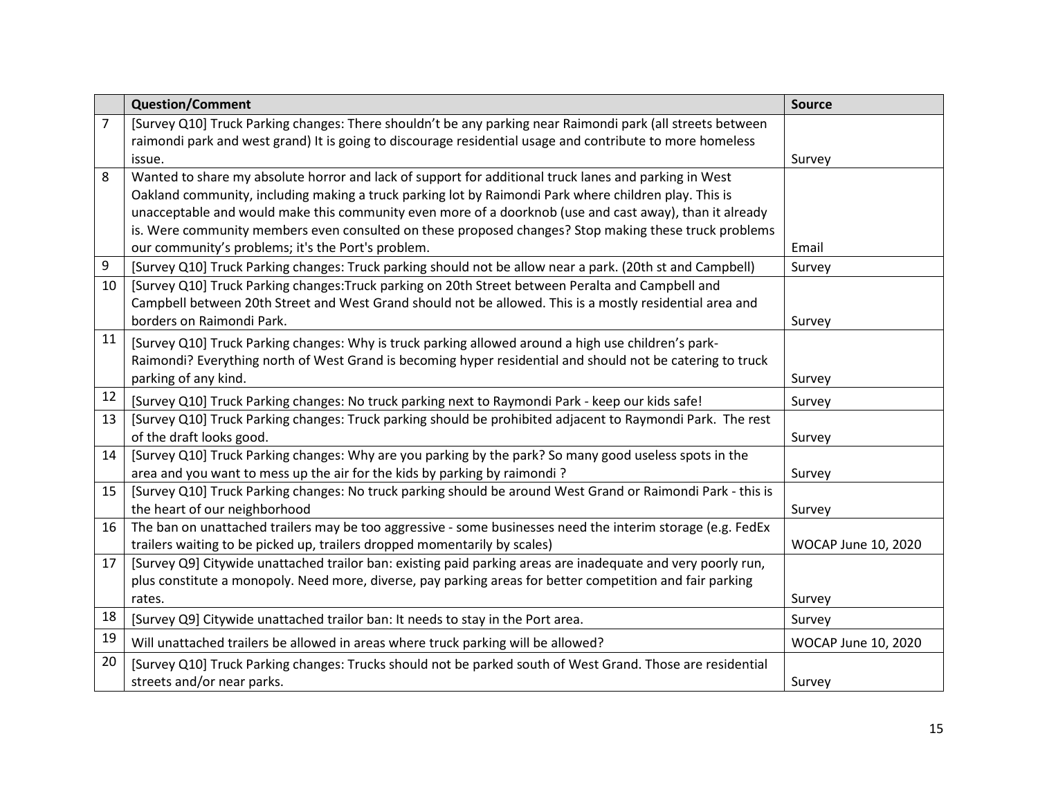| | Question/Comment | Source |
|---|---|---|
| 7 | [Survey Q10] Truck Parking changes: There shouldn't be any parking near Raimondi park (all streets between raimondi park and west grand) It is going to discourage residential usage and contribute to more homeless issue. | Survey |
| 8 | Wanted to share my absolute horror and lack of support for additional truck lanes and parking in West Oakland community, including making a truck parking lot by Raimondi Park where children play. This is unacceptable and would make this community even more of a doorknob (use and cast away), than it already is. Were community members even consulted on these proposed changes? Stop making these truck problems our community's problems; it's the Port's problem. | Email |
| 9 | [Survey Q10] Truck Parking changes: Truck parking should not be allow near a park. (20th st and Campbell) | Survey |
| 10 | [Survey Q10] Truck Parking changes:Truck parking on 20th Street between Peralta and Campbell and Campbell between 20th Street and West Grand should not be allowed. This is a mostly residential area and borders on Raimondi Park. | Survey |
| 11 | [Survey Q10] Truck Parking changes: Why is truck parking allowed around a high use children's park- Raimondi? Everything north of West Grand is becoming hyper residential and should not be catering to truck parking of any kind. | Survey |
| 12 | [Survey Q10] Truck Parking changes: No truck parking next to Raymondi Park - keep our kids safe! | Survey |
| 13 | [Survey Q10] Truck Parking changes: Truck parking should be prohibited adjacent to Raymondi Park. The rest of the draft looks good. | Survey |
| 14 | [Survey Q10] Truck Parking changes: Why are you parking by the park? So many good useless spots in the area and you want to mess up the air for the kids by parking by raimondi ? | Survey |
| 15 | [Survey Q10] Truck Parking changes: No truck parking should be around West Grand or Raimondi Park - this is the heart of our neighborhood | Survey |
| 16 | The ban on unattached trailers may be too aggressive - some businesses need the interim storage (e.g. FedEx trailers waiting to be picked up, trailers dropped momentarily by scales) | WOCAP June 10, 2020 |
| 17 | [Survey Q9] Citywide unattached trailor ban: existing paid parking areas are inadequate and very poorly run, plus constitute a monopoly. Need more, diverse, pay parking areas for better competition and fair parking rates. | Survey |
| 18 | [Survey Q9] Citywide unattached trailor ban: It needs to stay in the Port area. | Survey |
| 19 | Will unattached trailers be allowed in areas where truck parking will be allowed? | WOCAP June 10, 2020 |
| 20 | [Survey Q10] Truck Parking changes: Trucks should not be parked south of West Grand. Those are residential streets and/or near parks. | Survey |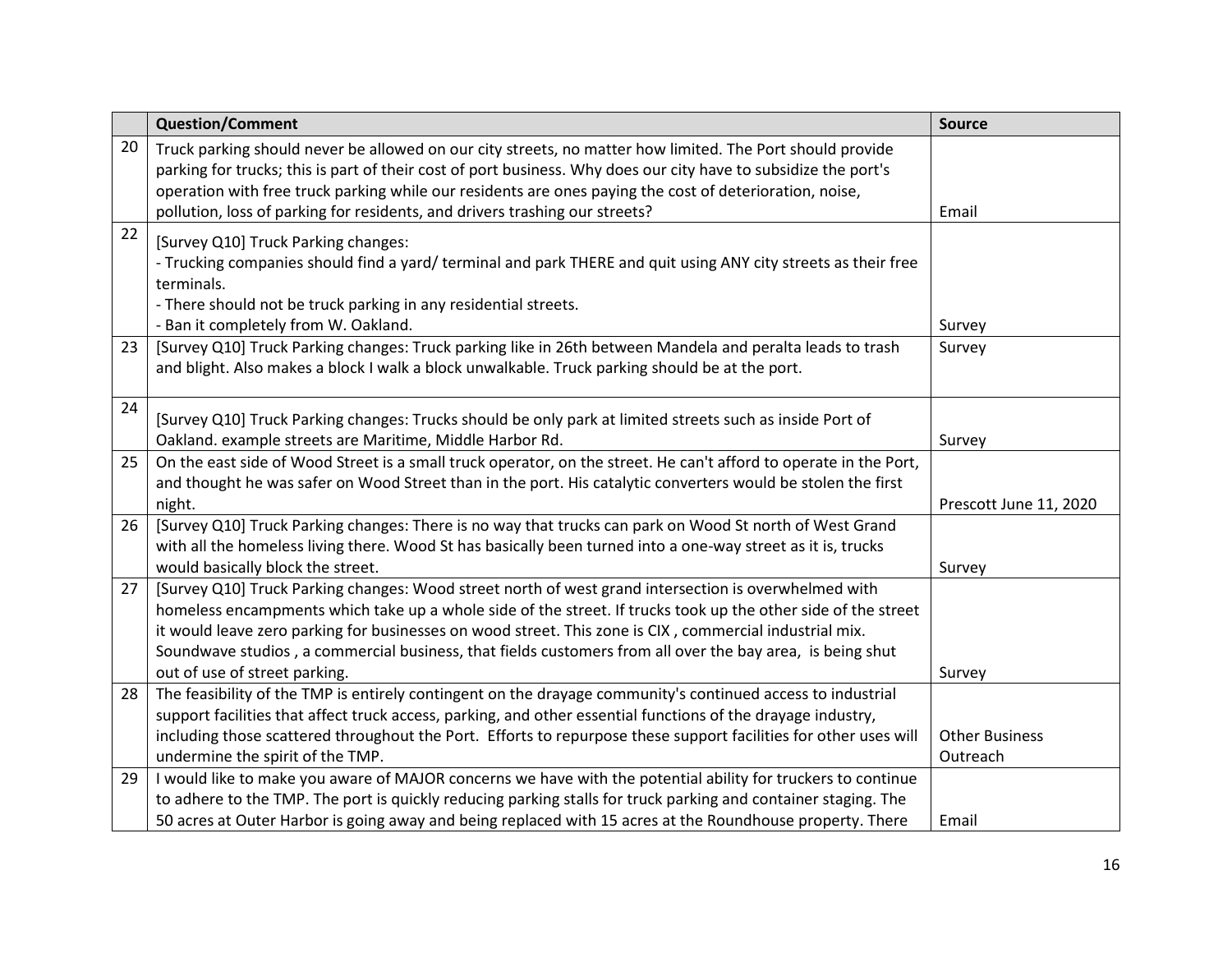| | Question/Comment | Source |
|---|---|---|
| 20 | Truck parking should never be allowed on our city streets, no matter how limited. The Port should provide parking for trucks; this is part of their cost of port business. Why does our city have to subsidize the port's operation with free truck parking while our residents are ones paying the cost of deterioration, noise, pollution, loss of parking for residents, and drivers trashing our streets? | Email |
| 22 | [Survey Q10] Truck Parking changes:<br>- Trucking companies should find a yard/ terminal and park THERE and quit using ANY city streets as their free terminals.<br>- There should not be truck parking in any residential streets.<br>- Ban it completely from W. Oakland. | Survey |
| 23 | [Survey Q10] Truck Parking changes: Truck parking like in 26th between Mandela and peralta leads to trash and blight. Also makes a block I walk a block unwalkable. Truck parking should be at the port. | Survey |
| 24 | [Survey Q10] Truck Parking changes: Trucks should be only park at limited streets such as inside Port of Oakland. example streets are Maritime, Middle Harbor Rd. | Survey |
| 25 | On the east side of Wood Street is a small truck operator, on the street. He can't afford to operate in the Port, and thought he was safer on Wood Street than in the port. His catalytic converters would be stolen the first night. | Prescott June 11, 2020 |
| 26 | [Survey Q10] Truck Parking changes: There is no way that trucks can park on Wood St north of West Grand with all the homeless living there. Wood St has basically been turned into a one-way street as it is, trucks would basically block the street. | Survey |
| 27 | [Survey Q10] Truck Parking changes: Wood street north of west grand intersection is overwhelmed with homeless encampments which take up a whole side of the street. If trucks took up the other side of the street it would leave zero parking for businesses on wood street. This zone is CIX , commercial industrial mix. Soundwave studios , a commercial business, that fields customers from all over the bay area, is being shut out of use of street parking. | Survey |
| 28 | The feasibility of the TMP is entirely contingent on the drayage community's continued access to industrial support facilities that affect truck access, parking, and other essential functions of the drayage industry, including those scattered throughout the Port. Efforts to repurpose these support facilities for other uses will undermine the spirit of the TMP. | Other Business Outreach |
| 29 | I would like to make you aware of MAJOR concerns we have with the potential ability for truckers to continue to adhere to the TMP. The port is quickly reducing parking stalls for truck parking and container staging. The 50 acres at Outer Harbor is going away and being replaced with 15 acres at the Roundhouse property. There | Email |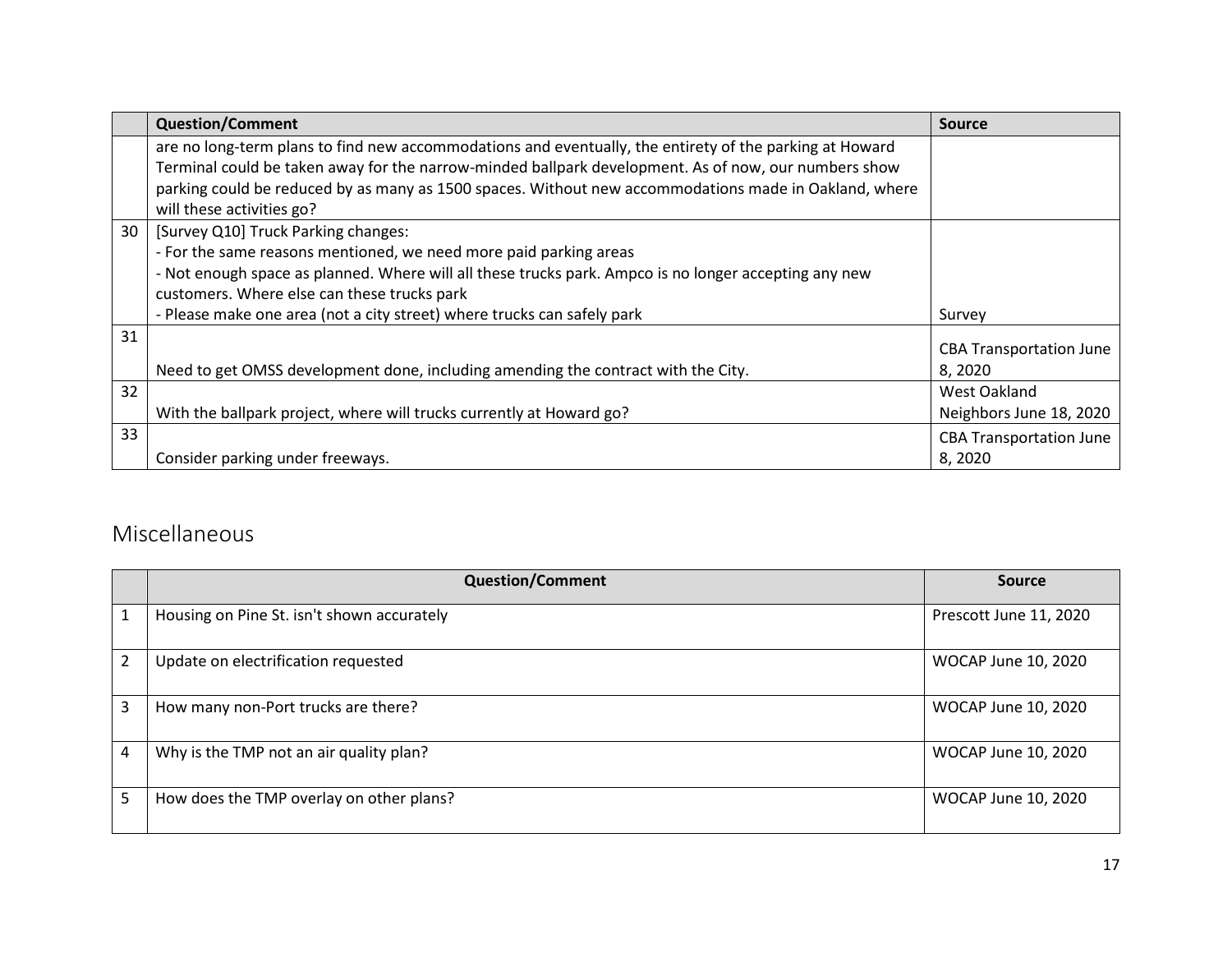| | Question/Comment | Source |
|---|---|---|
| | are no long-term plans to find new accommodations and eventually, the entirety of the parking at Howard Terminal could be taken away for the narrow-minded ballpark development. As of now, our numbers show parking could be reduced by as many as 1500 spaces. Without new accommodations made in Oakland, where will these activities go? | |
| 30 | [Survey Q10] Truck Parking changes:<br>- For the same reasons mentioned, we need more paid parking areas<br>- Not enough space as planned. Where will all these trucks park. Ampco is no longer accepting any new customers. Where else can these trucks park<br>- Please make one area (not a city street) where trucks can safely park | Survey |
| 31 | Need to get OMSS development done, including amending the contract with the City. | CBA Transportation June 8, 2020 |
| 32 | With the ballpark project, where will trucks currently at Howard go? | West Oakland Neighbors June 18, 2020 |
| 33 | Consider parking under freeways. | CBA Transportation June 8, 2020 |

## Miscellaneous

| | Question/Comment | Source |
|---|---|---|
| 1 | Housing on Pine St. isn't shown accurately | Prescott June 11, 2020 |
| 2 | Update on electrification requested | WOCAP June 10, 2020 |
| 3 | How many non-Port trucks are there? | WOCAP June 10, 2020 |
| 4 | Why is the TMP not an air quality plan? | WOCAP June 10, 2020 |
| 5 | How does the TMP overlay on other plans? | WOCAP June 10, 2020 |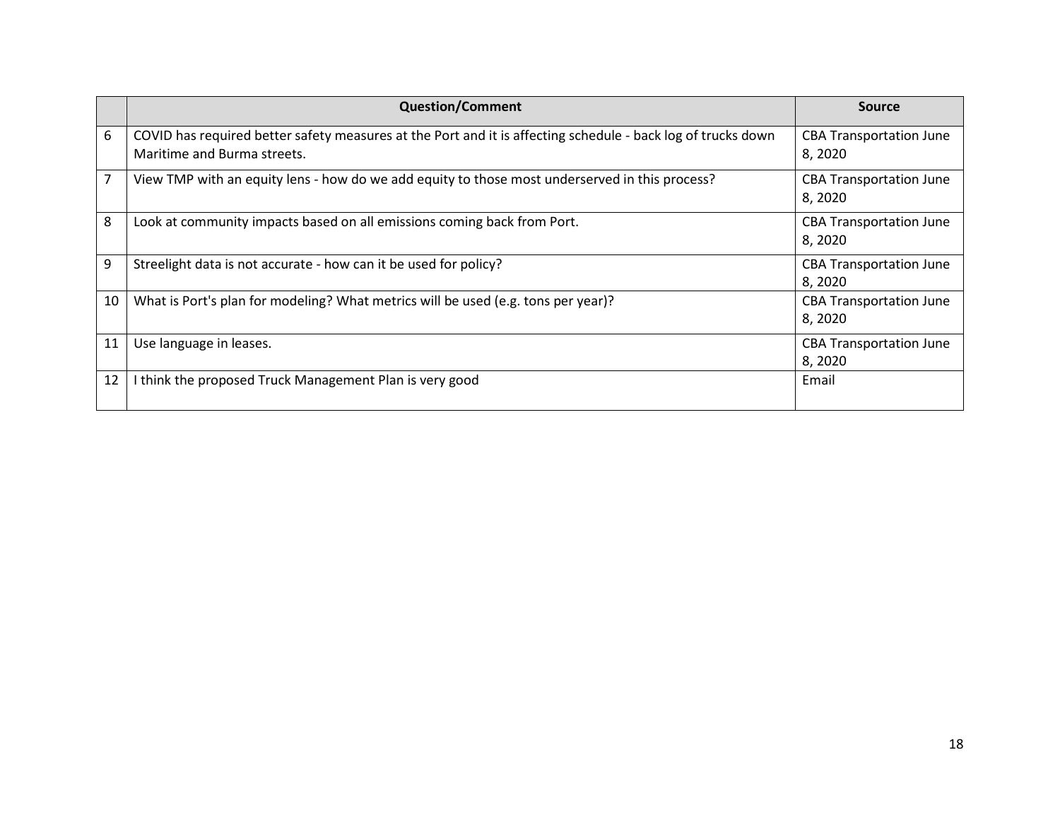| | Question/Comment | Source |
|---|---|---|
| 6 | COVID has required better safety measures at the Port and it is affecting schedule - back log of trucks down Maritime and Burma streets. | CBA Transportation June 8, 2020 |
| 7 | View TMP with an equity lens - how do we add equity to those most underserved in this process? | CBA Transportation June 8, 2020 |
| 8 | Look at community impacts based on all emissions coming back from Port. | CBA Transportation June 8, 2020 |
| 9 | Streelight data is not accurate - how can it be used for policy? | CBA Transportation June 8, 2020 |
| 10 | What is Port's plan for modeling? What metrics will be used (e.g. tons per year)? | CBA Transportation June 8, 2020 |
| 11 | Use language in leases. | CBA Transportation June 8, 2020 |
| 12 | I think the proposed Truck Management Plan is very good | Email |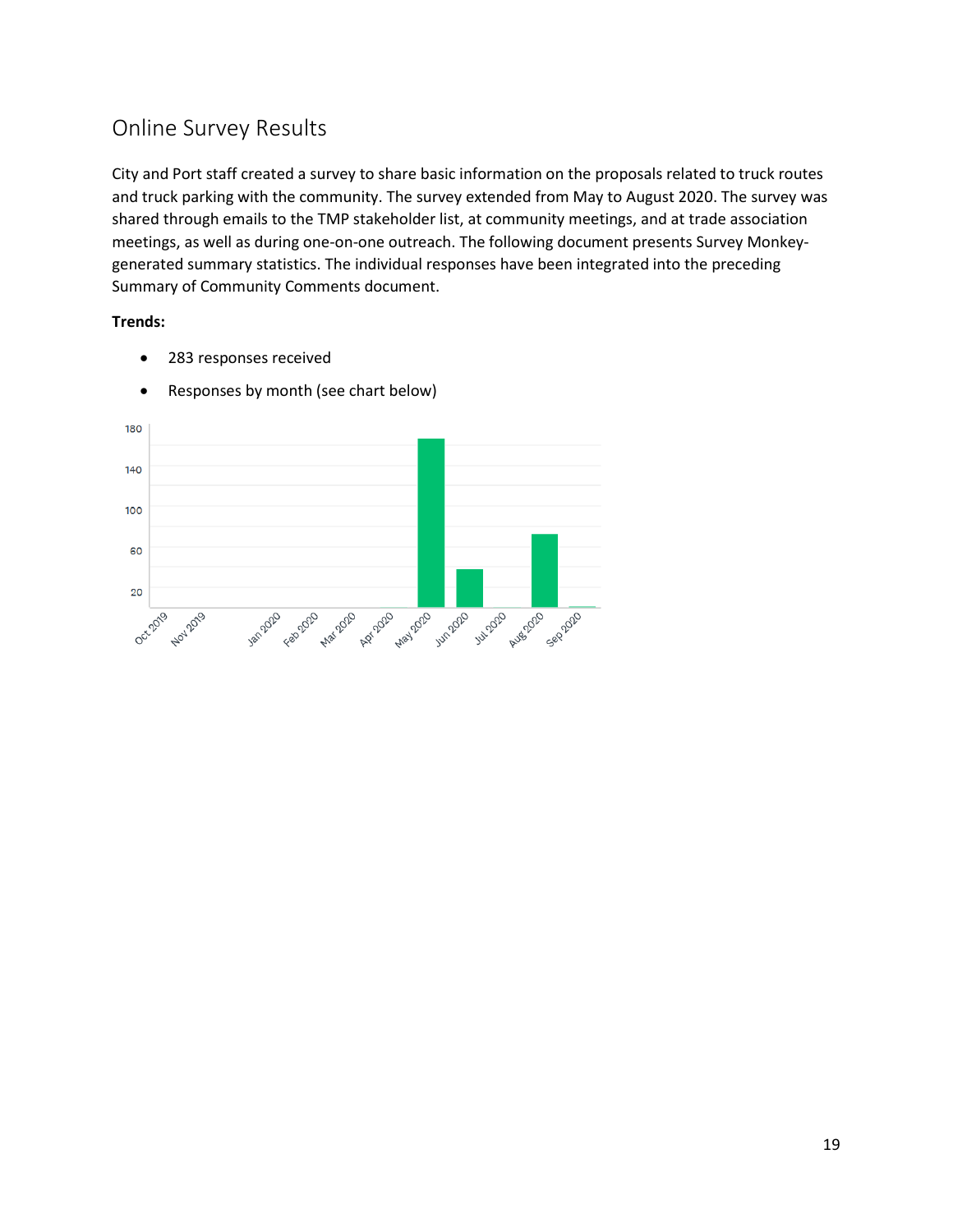## Online Survey Results

City and Port staff created a survey to share basic information on the proposals related to truck routes and truck parking with the community. The survey extended from May to August 2020. The survey was shared through emails to the TMP stakeholder list, at community meetings, and at trade association meetings, as well as during one-on-one outreach. The following document presents Survey Monkey-generated summary statistics. The individual responses have been integrated into the preceding Summary of Community Comments document.

**Trends:**

- 283 responses received
- Responses by month (see chart below)

180
140
100
60
20

Oct 2019
Nov 2019
Jan 2020
Feb 2020
Mar 2020
Apr 2020
May 2020
Jun 2020
Jul 2020
Aug 2020
Sep 2020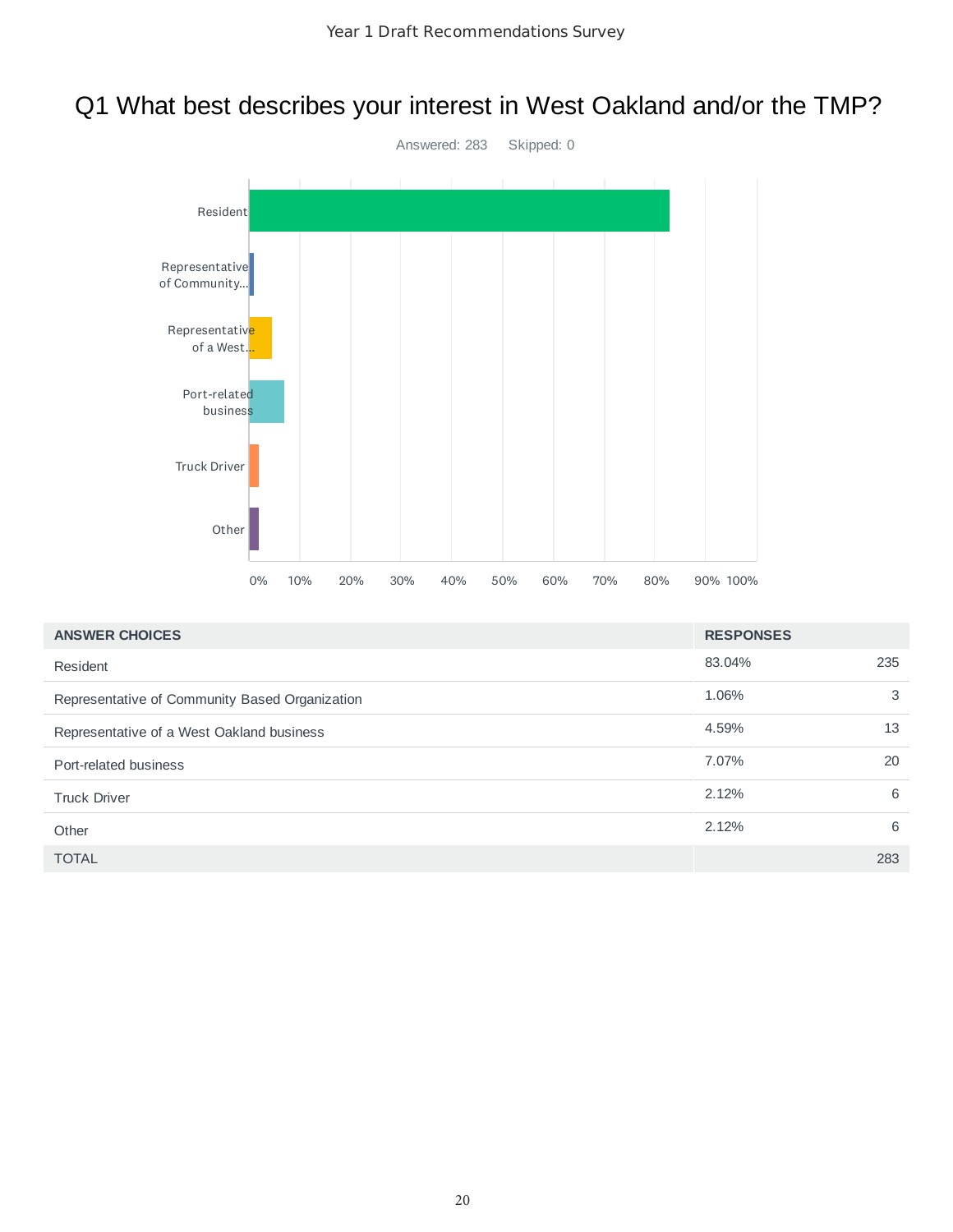Year 1 Draft Recommendations Survey

# Q1 What best describes your interest in West Oakland and/or the TMP?

Answered: 283 Skipped: 0

Resident

Representative of Community...

Representative of a West...

Port-related business

Truck Driver

Other

0% 10% 20% 30% 40% 50% 60% 70% 80% 90% 100%

| ANSWER CHOICES | RESPONSES | |
|---|---|---|
| Resident | 83.04% | 235 |
| Representative of Community Based Organization | 1.06% | 3 |
| Representative of a West Oakland business | 4.59% | 13 |
| Port-related business | 7.07% | 20 |
| Truck Driver | 2.12% | 6 |
| Other | 2.12% | 6 |
| TOTAL | | 283 |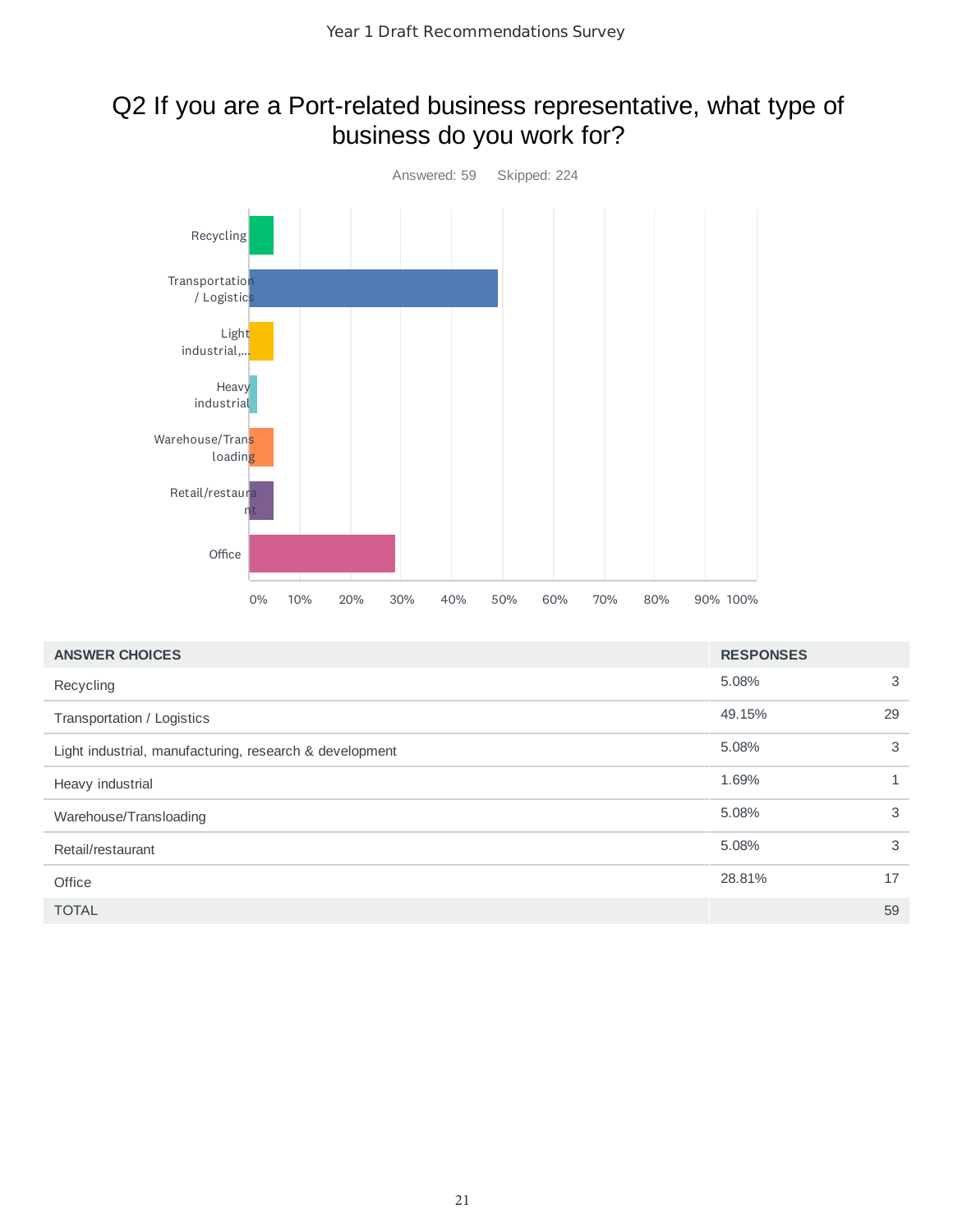# Q2 If you are a Port-related business representative, what type of business do you work for?

Answered: 59 Skipped: 224

Recycling
Transportation / Logistics
Light industrial,...
Heavy industrial
Warehouse/Trans loading
Retail/restaurant
Office

0% 10% 20% 30% 40% 50% 60% 70% 80% 90% 100%

| ANSWER CHOICES | RESPONSES | |
|---|---|---|
| Recycling | 5.08% | 3 |
| Transportation / Logistics | 49.15% | 29 |
| Light industrial, manufacturing, research & development | 5.08% | 3 |
| Heavy industrial | 1.69% | 1 |
| Warehouse/Transloading | 5.08% | 3 |
| Retail/restaurant | 5.08% | 3 |
| Office | 28.81% | 17 |
| TOTAL | | 59 |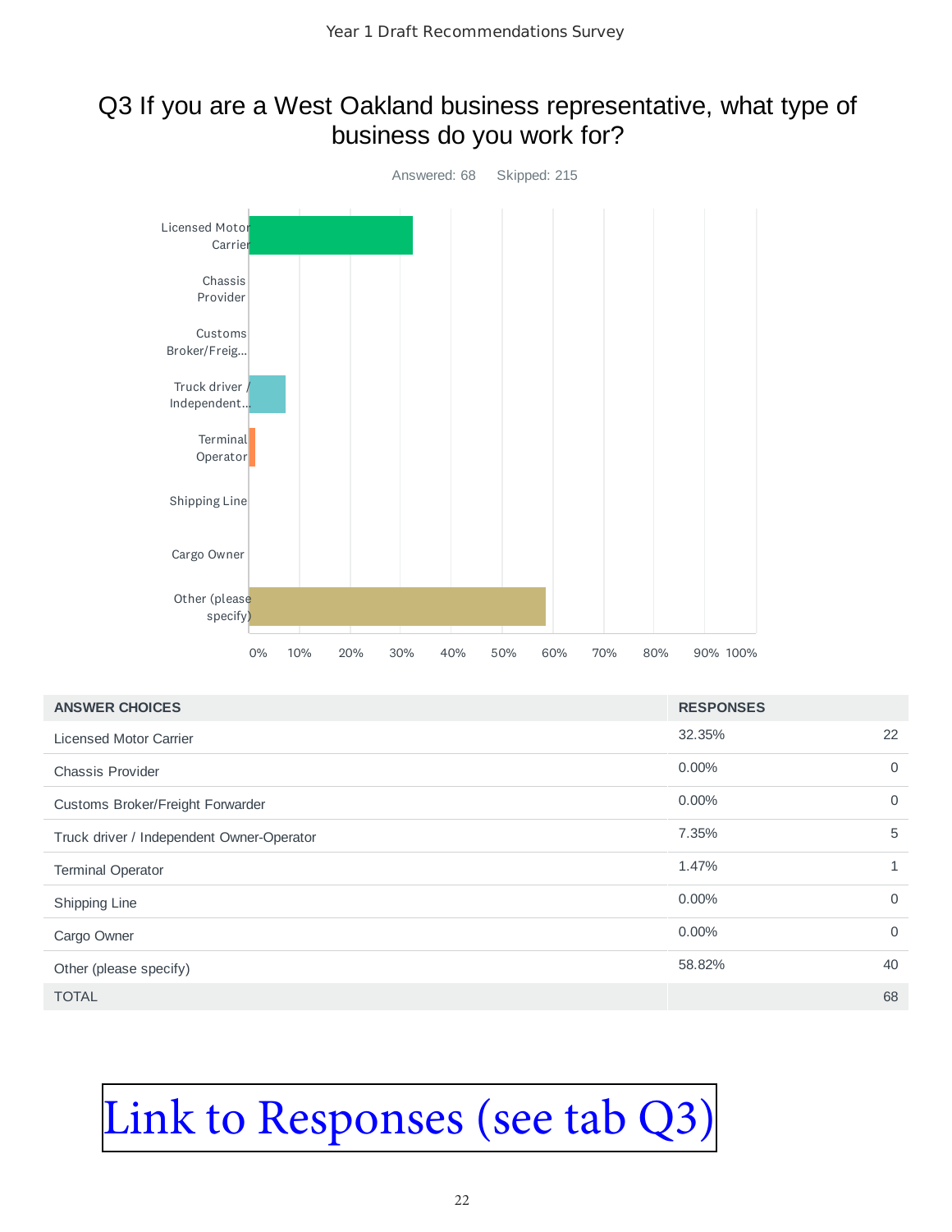Year 1 Draft Recommendations Survey

## Q3 If you are a West Oakland business representative, what type of business do you work for?

Answered: 68 Skipped: 215

Licensed Motor Carrier
Chassis Provider
Customs Broker/Freig...
Truck driver / Independent...
Terminal Operator
Shipping Line
Cargo Owner
Other (please specify)

0% 10% 20% 30% 40% 50% 60% 70% 80% 90% 100%

| ANSWER CHOICES | RESPONSES | |
|---|---|---|
| Licensed Motor Carrier | 32.35% | 22 |
| Chassis Provider | 0.00% | 0 |
| Customs Broker/Freight Forwarder | 0.00% | 0 |
| Truck driver / Independent Owner-Operator | 7.35% | 5 |
| Terminal Operator | 1.47% | 1 |
| Shipping Line | 0.00% | 0 |
| Cargo Owner | 0.00% | 0 |
| Other (please specify) | 58.82% | 40 |
| TOTAL | | 68 |

Link to Responses (see tab Q3)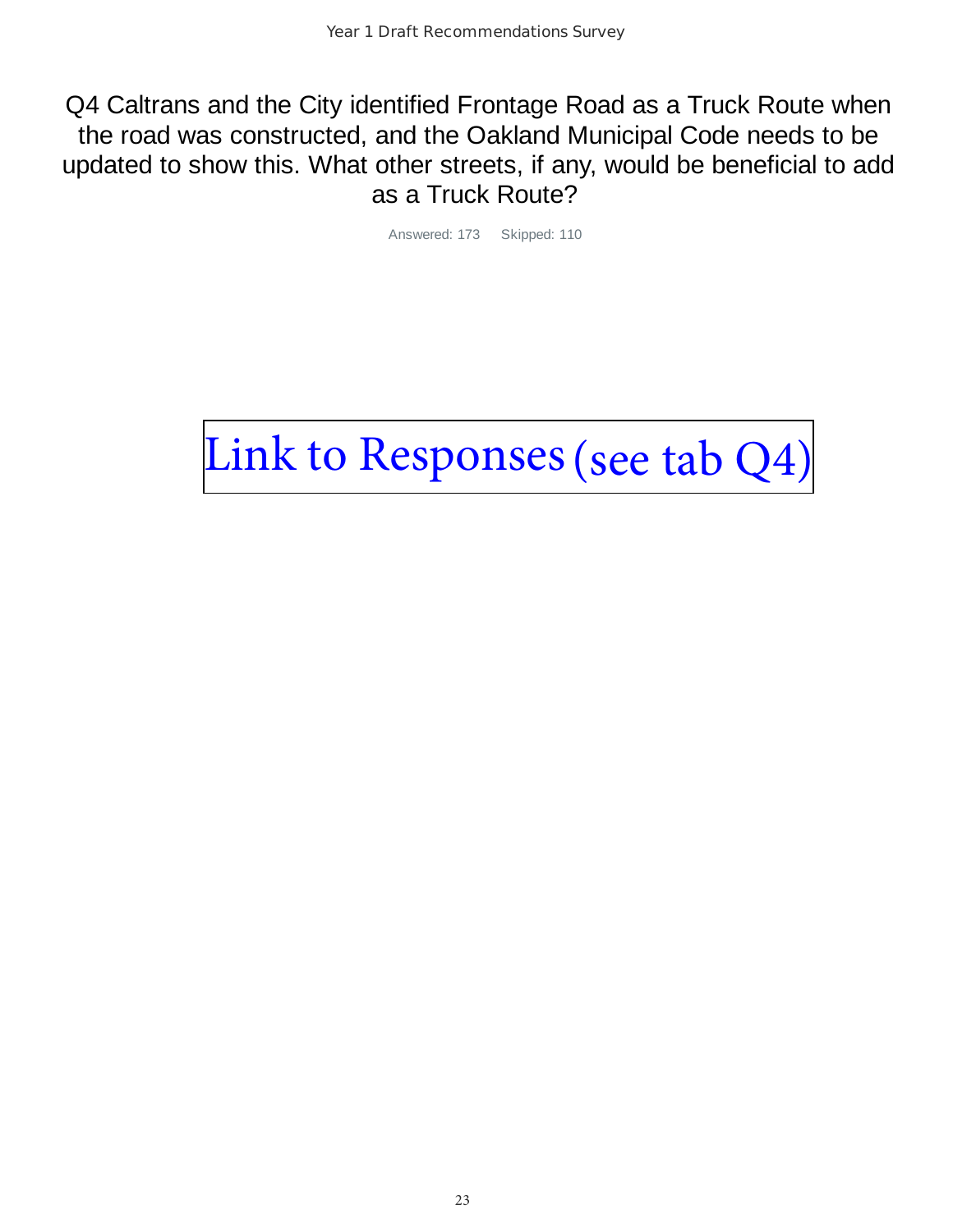## Q4 Caltrans and the City identified Frontage Road as a Truck Route when the road was constructed, and the Oakland Municipal Code needs to be updated to show this. What other streets, if any, would be beneficial to add as a Truck Route?

Answered: 173 Skipped: 110

Link to Responses (see tab Q4)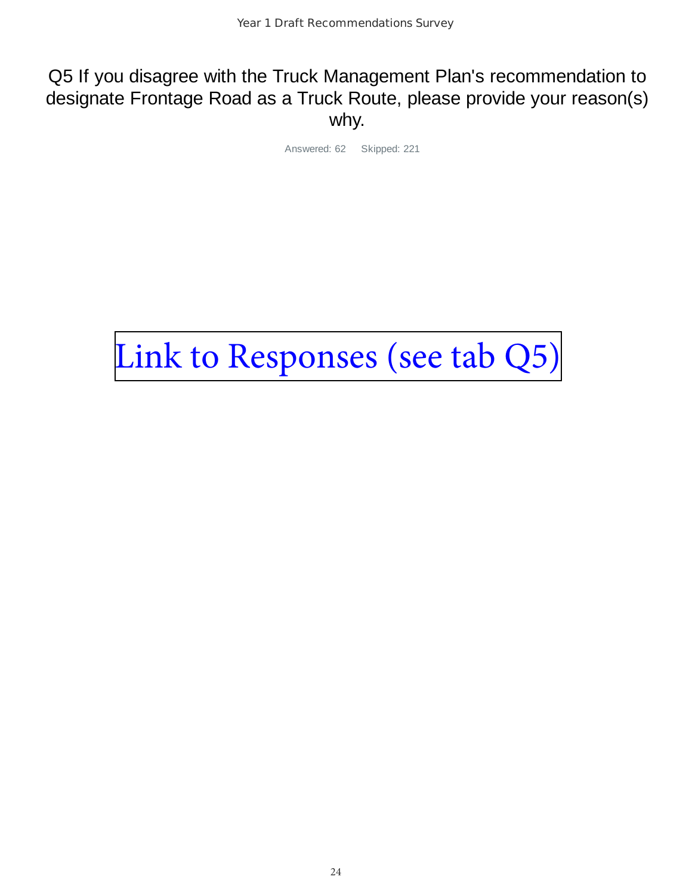# Q5 If you disagree with the Truck Management Plan's recommendation to designate Frontage Road as a Truck Route, please provide your reason(s) why.

Answered: 62 Skipped: 221

Link to Responses (see tab Q5)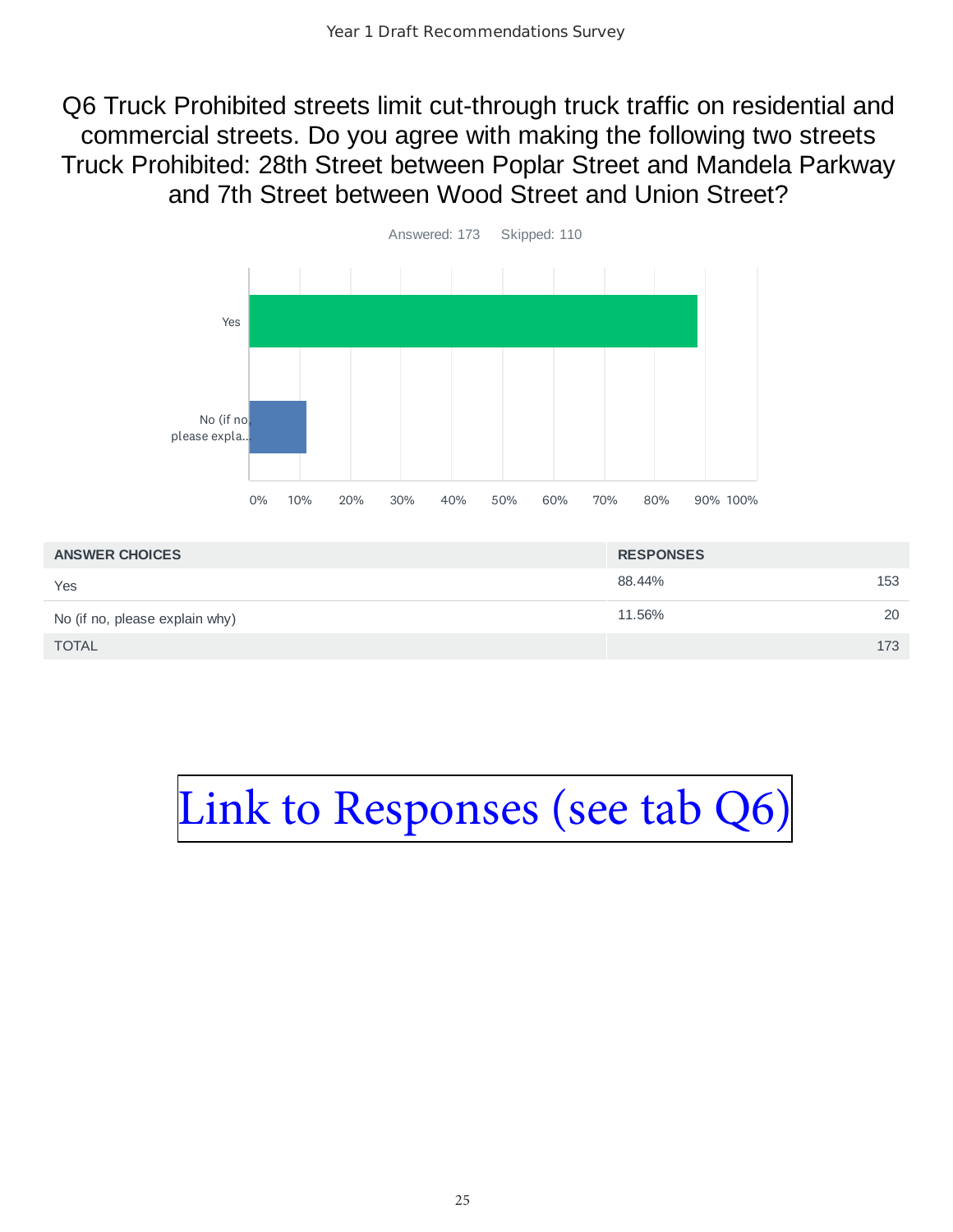# Q6 Truck Prohibited streets limit cut-through truck traffic on residential and commercial streets. Do you agree with making the following two streets Truck Prohibited: 28th Street between Poplar Street and Mandela Parkway and 7th Street between Wood Street and Union Street?

Answered: 173 Skipped: 110

Yes

No (if no, please expla...

0% 10% 20% 30% 40% 50% 60% 70% 80% 90% 100%

| ANSWER CHOICES | RESPONSES | |
|---|---|---|
| Yes | 88.44% | 153 |
| No (if no, please explain why) | 11.56% | 20 |
| TOTAL | | 173 |

Link to Responses (see tab Q6)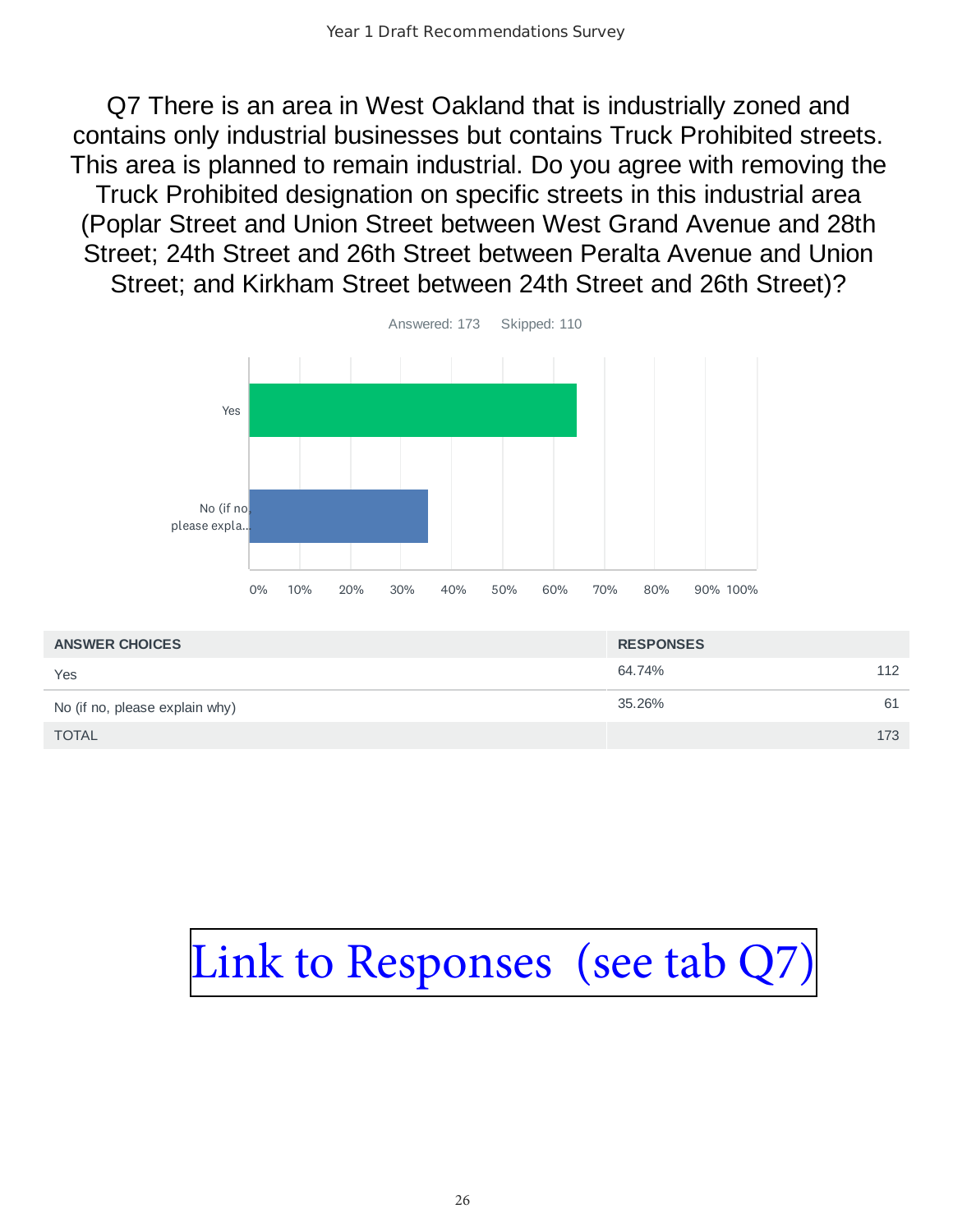# Q7 There is an area in West Oakland that is industrially zoned and contains only industrial businesses but contains Truck Prohibited streets. This area is planned to remain industrial. Do you agree with removing the Truck Prohibited designation on specific streets in this industrial area (Poplar Street and Union Street between West Grand Avenue and 28th Street; 24th Street and 26th Street between Peralta Avenue and Union Street; and Kirkham Street between 24th Street and 26th Street)?

Answered: 173 Skipped: 110

Yes

No (if no, please expla...

0% 10% 20% 30% 40% 50% 60% 70% 80% 90% 100%

| ANSWER CHOICES | RESPONSES | |
|---|---|---|
| Yes | 64.74% | 112 |
| No (if no, please explain why) | 35.26% | 61 |
| TOTAL | | 173 |

Link to Responses (see tab Q7)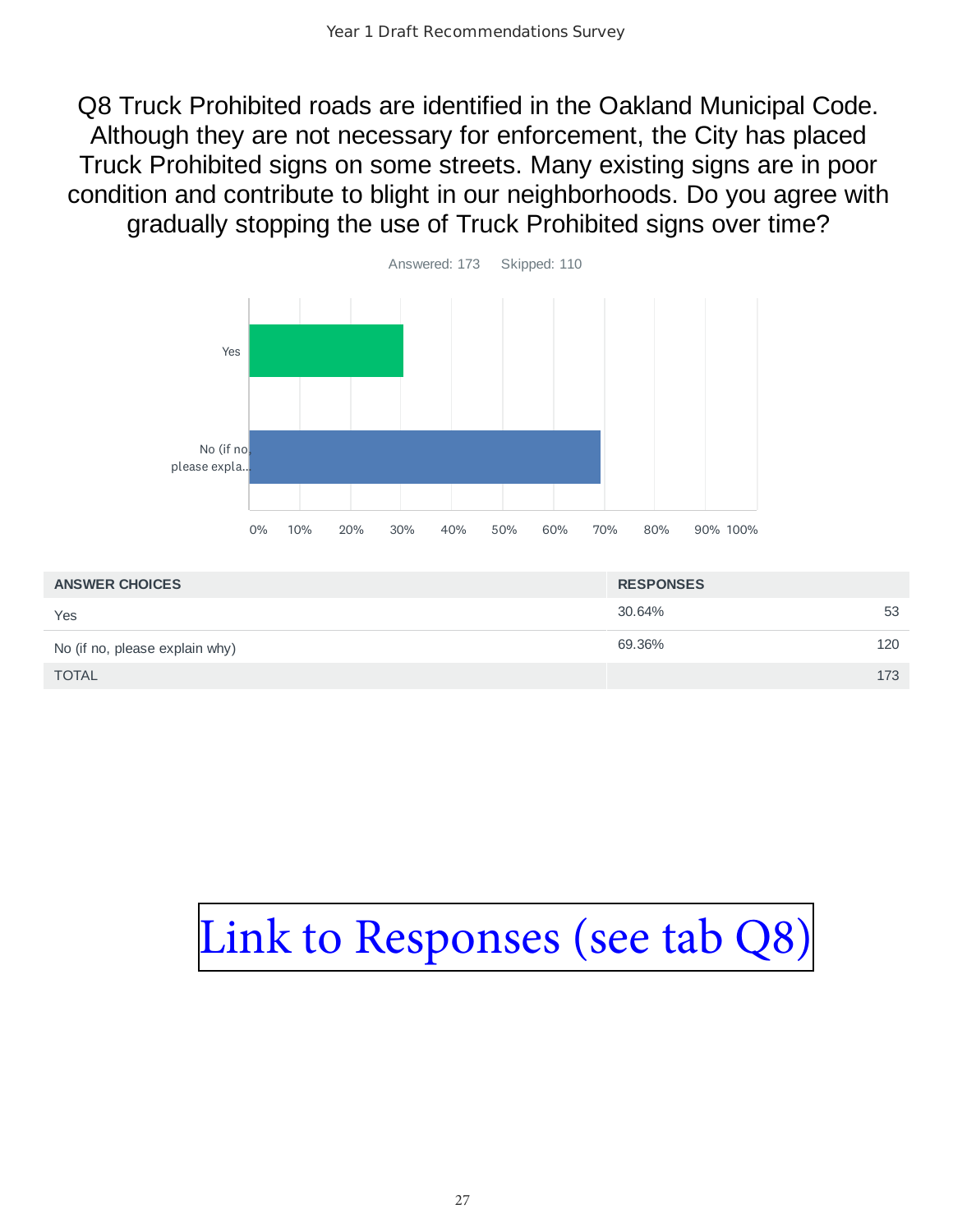## Q8 Truck Prohibited roads are identified in the Oakland Municipal Code. Although they are not necessary for enforcement, the City has placed Truck Prohibited signs on some streets. Many existing signs are in poor condition and contribute to blight in our neighborhoods. Do you agree with gradually stopping the use of Truck Prohibited signs over time?

Answered: 173 Skipped: 110

Yes

No (if no, please expla...

0% 10% 20% 30% 40% 50% 60% 70% 80% 90% 100%

| ANSWER CHOICES | RESPONSES | |
|---|---|---|
| Yes | 30.64% | 53 |
| No (if no, please explain why) | 69.36% | 120 |
| TOTAL | | 173 |

Link to Responses (see tab Q8)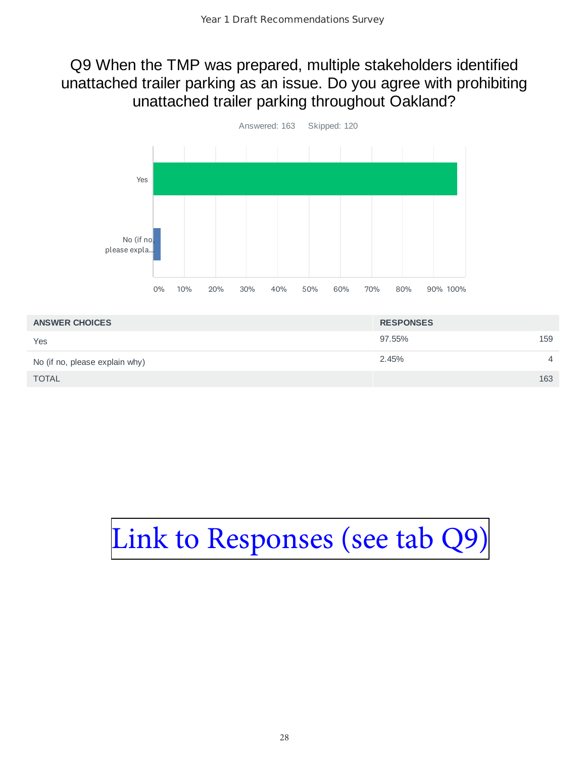## Q9 When the TMP was prepared, multiple stakeholders identified unattached trailer parking as an issue. Do you agree with prohibiting unattached trailer parking throughout Oakland?

Answered: 163 Skipped: 120

Yes

No (if no, please expla...

0% 10% 20% 30% 40% 50% 60% 70% 80% 90% 100%

| ANSWER CHOICES | RESPONSES | |
|---|---|---|
| Yes | 97.55% | 159 |
| No (if no, please explain why) | 2.45% | 4 |
| TOTAL | | 163 |

Link to Responses (see tab Q9)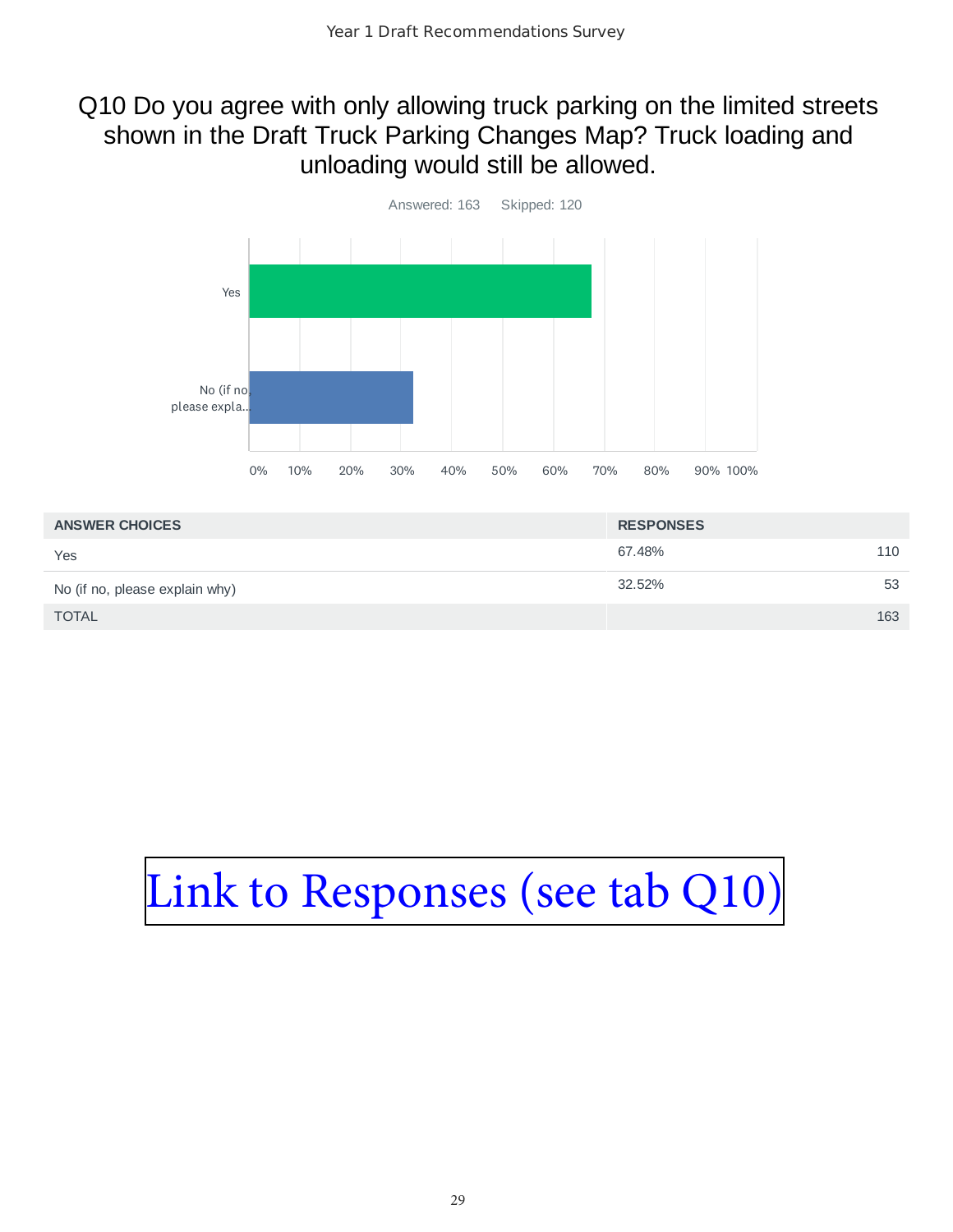# Q10 Do you agree with only allowing truck parking on the limited streets shown in the Draft Truck Parking Changes Map? Truck loading and unloading would still be allowed.

Answered: 163 Skipped: 120

Yes

No (if no, please expla...

0% 10% 20% 30% 40% 50% 60% 70% 80% 90% 100%

| ANSWER CHOICES | RESPONSES | |
|---|---|---|
| Yes | 67.48% | 110 |
| No (if no, please explain why) | 32.52% | 53 |
| TOTAL | | 163 |

Link to Responses (see tab Q10)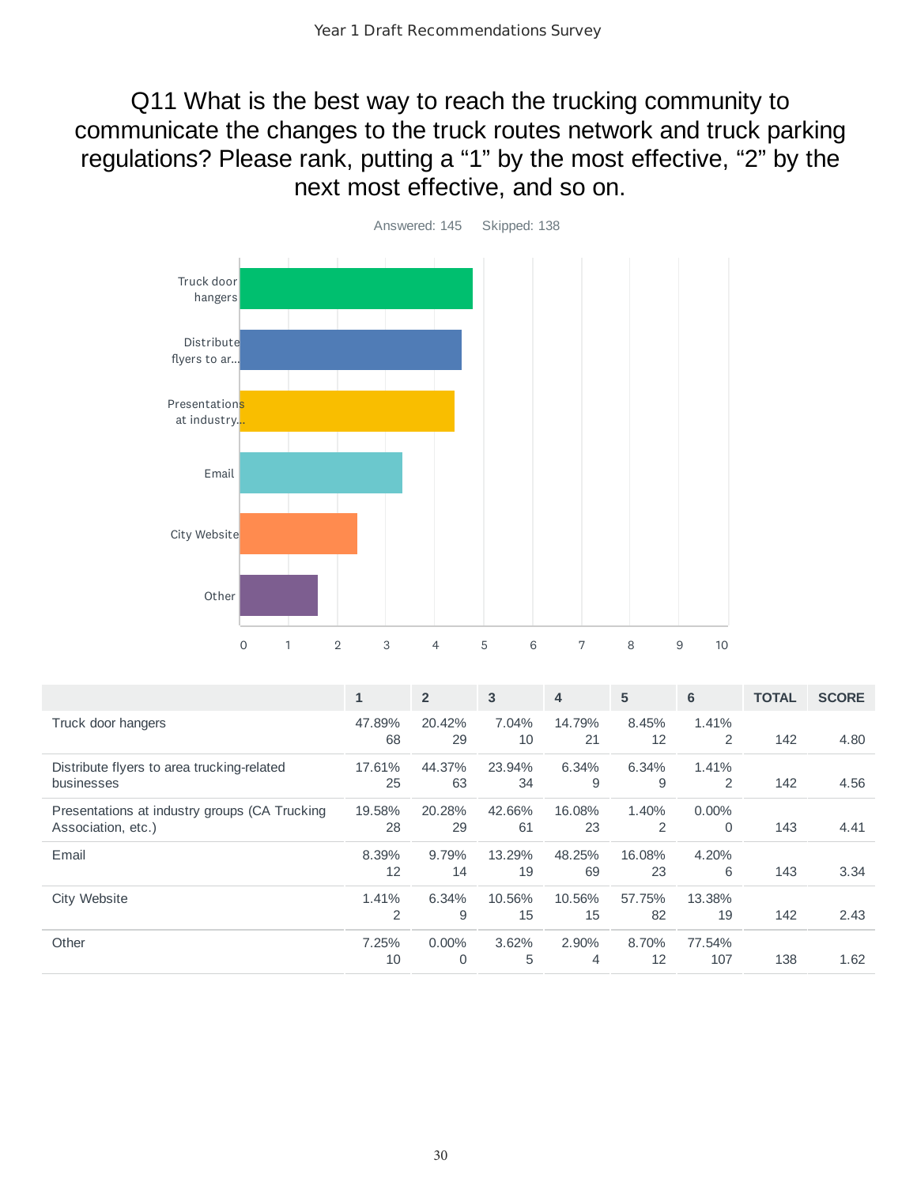Year 1 Draft Recommendations Survey

# Q11 What is the best way to reach the trucking community to communicate the changes to the truck routes network and truck parking regulations? Please rank, putting a “1” by the most effective, “2” by the next most effective, and so on.

Answered: 145 Skipped: 138

Truck door hangers

Distribute flyers to ar...

Presentations at industry...

Email

City Website

Other

0 1 2 3 4 5 6 7 8 9 10

| | 1 | 2 | 3 | 4 | 5 | 6 | TOTAL | SCORE |
|---|---|---|---|---|---|---|---|---|
| Truck door hangers | 47.89% 68 | 20.42% 29 | 7.04% 10 | 14.79% 21 | 8.45% 12 | 1.41% 2 | 142 | 4.80 |
| Distribute flyers to area trucking-related businesses | 17.61% 25 | 44.37% 63 | 23.94% 34 | 6.34% 9 | 6.34% 9 | 1.41% 2 | 142 | 4.56 |
| Presentations at industry groups (CA Trucking Association, etc.) | 19.58% 28 | 20.28% 29 | 42.66% 61 | 16.08% 23 | 1.40% 2 | 0.00% 0 | 143 | 4.41 |
| Email | 8.39% 12 | 9.79% 14 | 13.29% 19 | 48.25% 69 | 16.08% 23 | 4.20% 6 | 143 | 3.34 |
| City Website | 1.41% 2 | 6.34% 9 | 10.56% 15 | 10.56% 15 | 57.75% 82 | 13.38% 19 | 142 | 2.43 |
| Other | 7.25% 10 | 0.00% 0 | 3.62% 5 | 2.90% 4 | 8.70% 12 | 77.54% 107 | 138 | 1.62 |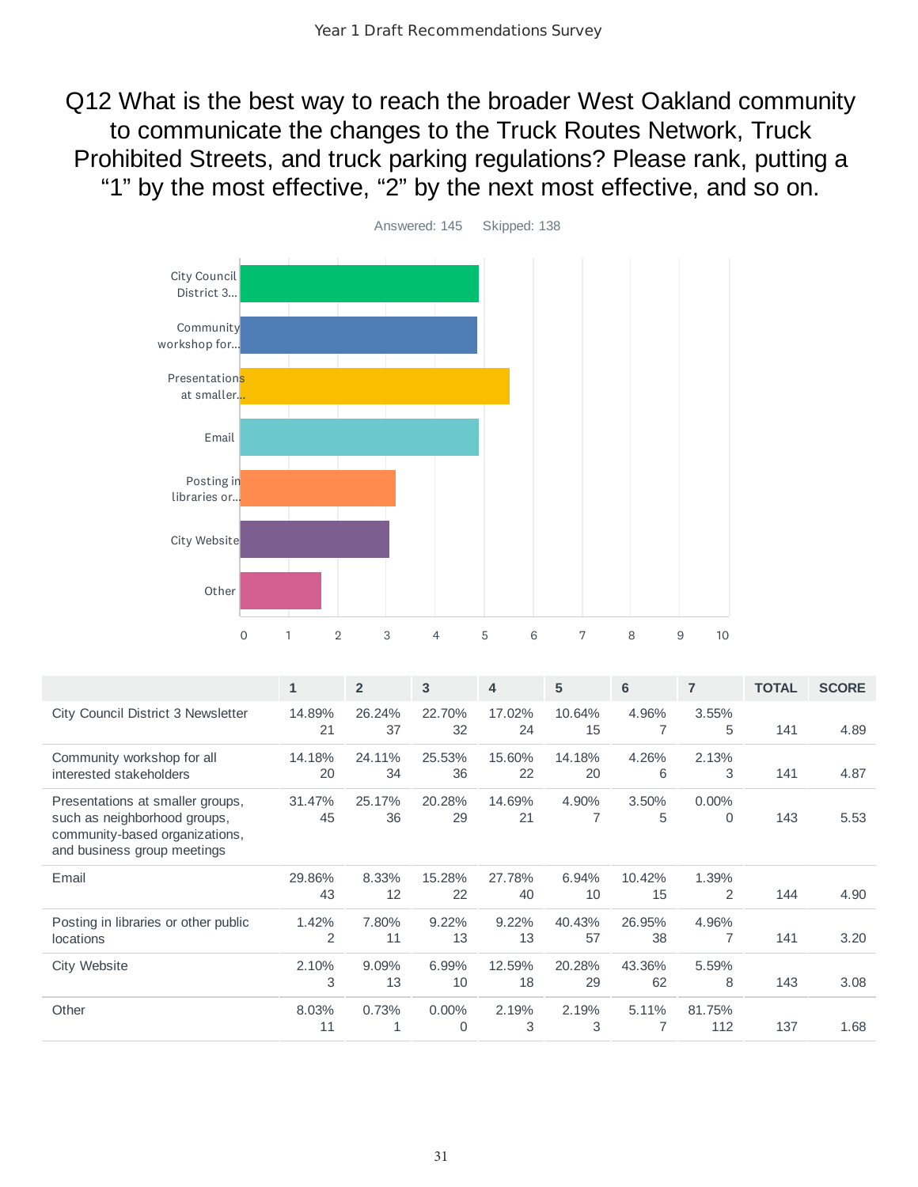# Q12 What is the best way to reach the broader West Oakland community to communicate the changes to the Truck Routes Network, Truck Prohibited Streets, and truck parking regulations? Please rank, putting a "1" by the most effective, "2" by the next most effective, and so on.

Answered: 145 Skipped: 138

City Council District 3...
Community workshop for...
Presentations at smaller...
Email
Posting in libraries or...
City Website
Other

0 1 2 3 4 5 6 7 8 9 10

| | 1 | 2 | 3 | 4 | 5 | 6 | 7 | TOTAL | SCORE |
|---|---|---|---|---|---|---|---|---|---|
| City Council District 3 Newsletter | 14.89% 21 | 26.24% 37 | 22.70% 32 | 17.02% 24 | 10.64% 15 | 4.96% 7 | 3.55% 5 | 141 | 4.89 |
| Community workshop for all interested stakeholders | 14.18% 20 | 24.11% 34 | 25.53% 36 | 15.60% 22 | 14.18% 20 | 4.26% 6 | 2.13% 3 | 141 | 4.87 |
| Presentations at smaller groups, such as neighborhood groups, community-based organizations, and business group meetings | 31.47% 45 | 25.17% 36 | 20.28% 29 | 14.69% 21 | 4.90% 7 | 3.50% 5 | 0.00% 0 | 143 | 5.53 |
| Email | 29.86% 43 | 8.33% 12 | 15.28% 22 | 27.78% 40 | 6.94% 10 | 10.42% 15 | 1.39% 2 | 144 | 4.90 |
| Posting in libraries or other public locations | 1.42% 2 | 7.80% 11 | 9.22% 13 | 9.22% 13 | 40.43% 57 | 26.95% 38 | 4.96% 7 | 141 | 3.20 |
| City Website | 2.10% 3 | 9.09% 13 | 6.99% 10 | 12.59% 18 | 20.28% 29 | 43.36% 62 | 5.59% 8 | 143 | 3.08 |
| Other | 8.03% 11 | 0.73% 1 | 0.00% 0 | 2.19% 3 | 2.19% 3 | 5.11% 7 | 81.75% 112 | 137 | 1.68 |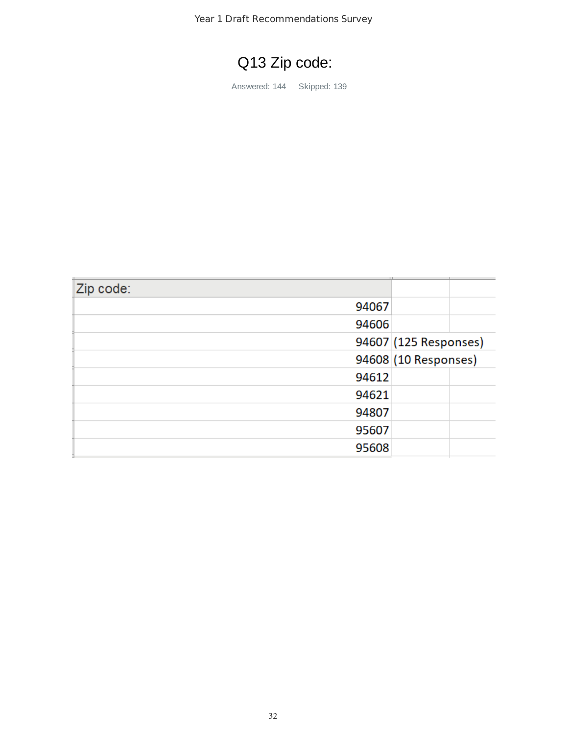# Q13 Zip code:

Answered: 144 Skipped: 139

| Zip code: | |
|---|---|
| 94067 | |
| 94606 | |
| 94607 | (125 Responses) |
| 94608 | (10 Responses) |
| 94612 | |
| 94621 | |
| 94807 | |
| 95607 | |
| 95608 | |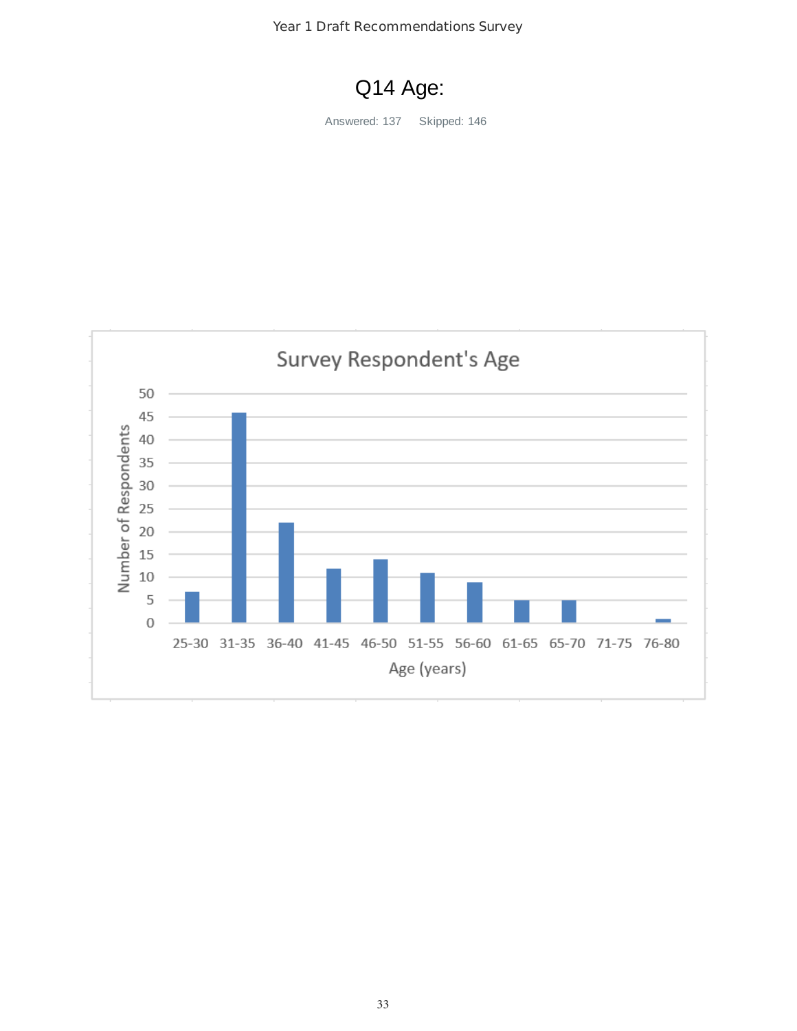# Q14 Age:

Answered: 137 Skipped: 146

Survey Respondent's Age

| Age (years) | Number of Respondents |
|---|---|
| 25-30 | 7 |
| 31-35 | 46 |
| 36-40 | 22 |
| 41-45 | 12 |
| 46-50 | 14 |
| 51-55 | 11 |
| 56-60 | 9 |
| 61-65 | 5 |
| 65-70 | 5 |
| 71-75 | 0 |
| 76-80 | 1 |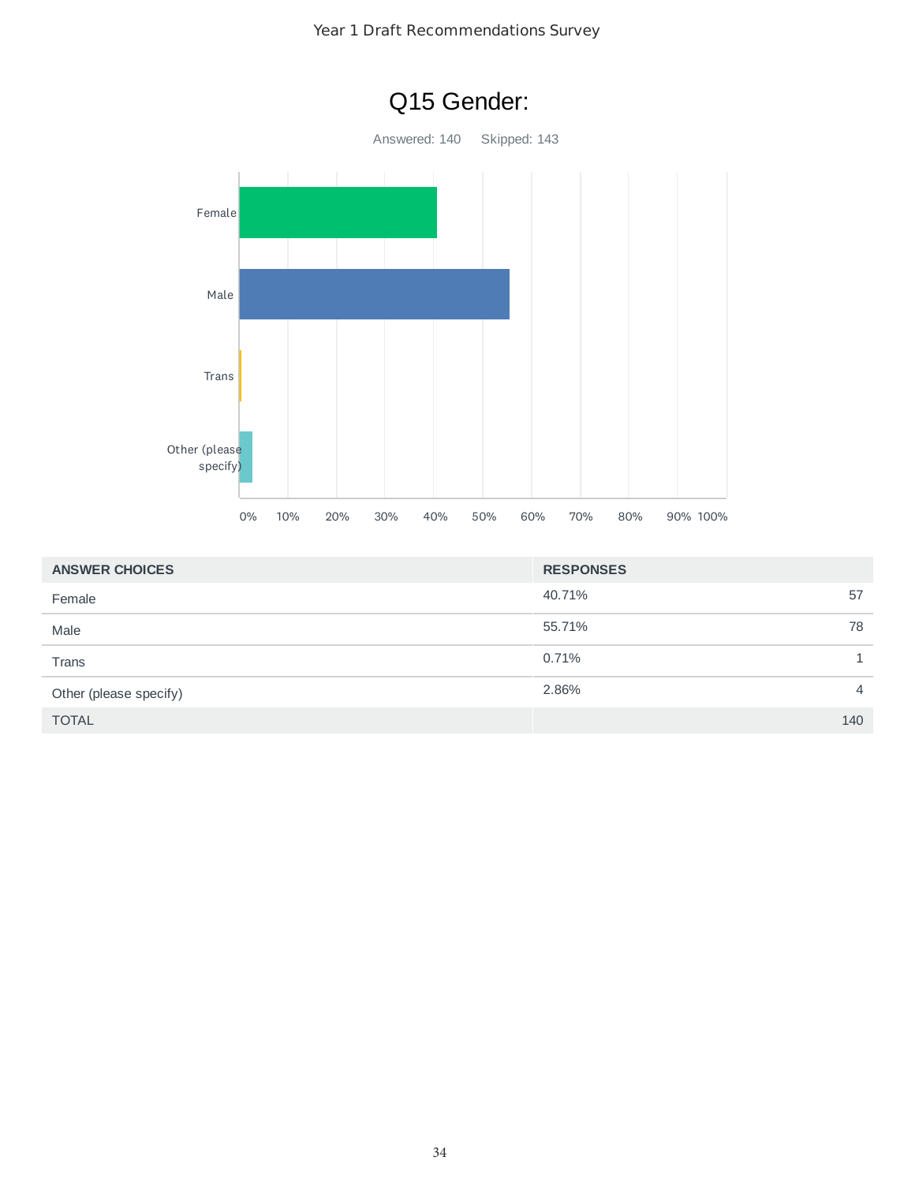# Q15 Gender:

Answered: 140 Skipped: 143

Female

Male

Trans

Other (please specify)

0% 10% 20% 30% 40% 50% 60% 70% 80% 90% 100%

| ANSWER CHOICES | RESPONSES | |
|---|---|---|
| Female | 40.71% | 57 |
| Male | 55.71% | 78 |
| Trans | 0.71% | 1 |
| Other (please specify) | 2.86% | 4 |
| TOTAL | | 140 |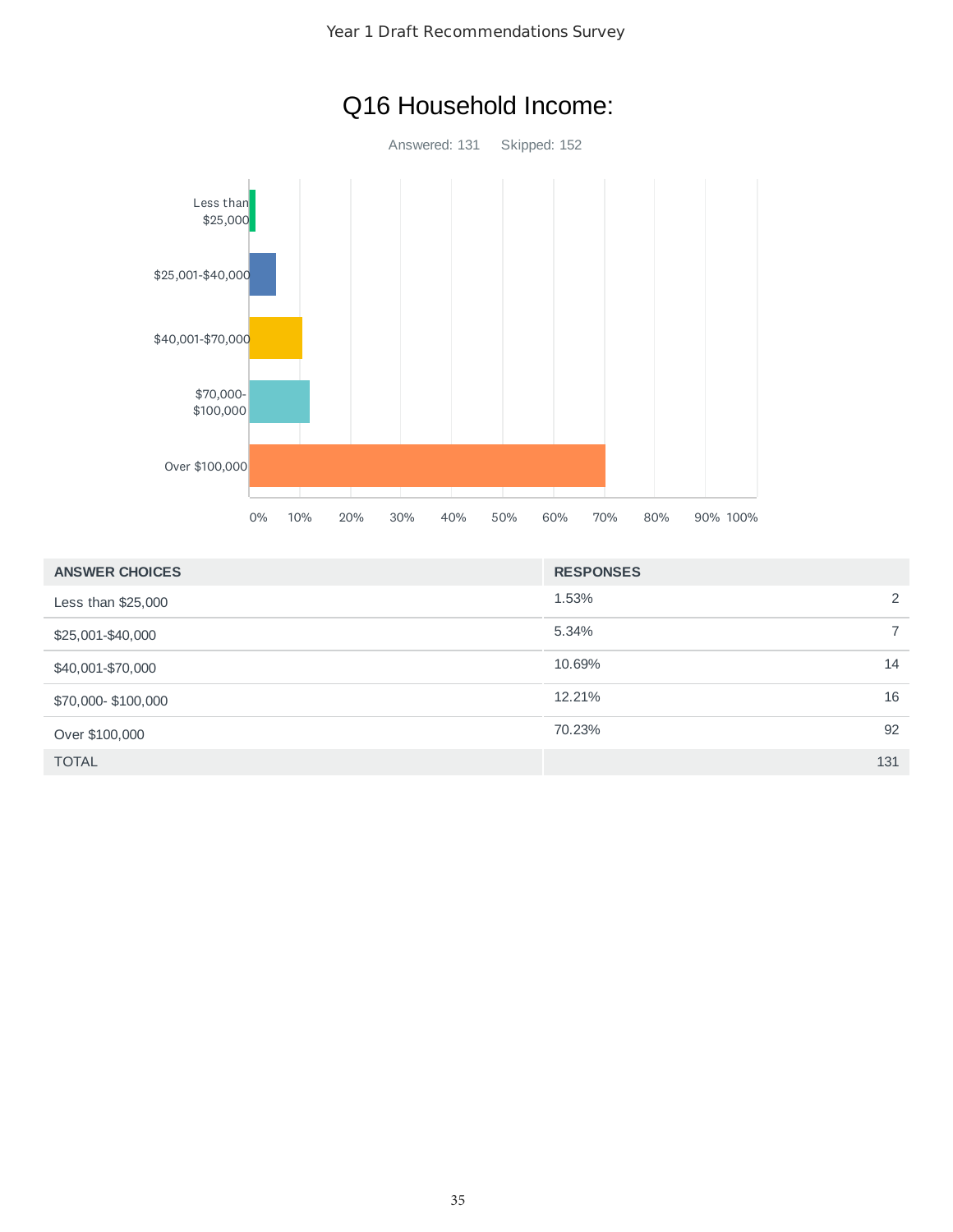# Q16 Household Income:

Answered: 131 Skipped: 152

Less than $25,000

$25,001-$40,000

$40,001-$70,000

$70,000-$100,000

Over $100,000

0% 10% 20% 30% 40% 50% 60% 70% 80% 90% 100%

| ANSWER CHOICES | RESPONSES | |
|---|---|---|
| Less than $25,000 | 1.53% | 2 |
| $25,001-$40,000 | 5.34% | 7 |
| $40,001-$70,000 | 10.69% | 14 |
| $70,000- $100,000 | 12.21% | 16 |
| Over $100,000 | 70.23% | 92 |
| TOTAL | | 131 |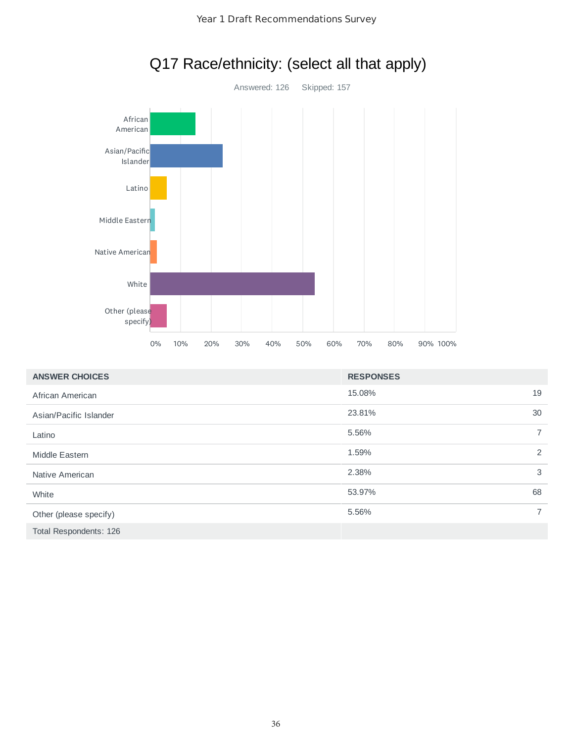Year 1 Draft Recommendations Survey

# Q17 Race/ethnicity: (select all that apply)

Answered: 126 Skipped: 157

African American

Asian/Pacific Islander

Latino

Middle Eastern

Native American

White

Other (please specify)

0% 10% 20% 30% 40% 50% 60% 70% 80% 90% 100%

| ANSWER CHOICES | RESPONSES | |
|---|---|---|
| African American | 15.08% | 19 |
| Asian/Pacific Islander | 23.81% | 30 |
| Latino | 5.56% | 7 |
| Middle Eastern | 1.59% | 2 |
| Native American | 2.38% | 3 |
| White | 53.97% | 68 |
| Other (please specify) | 5.56% | 7 |
| Total Respondents: 126 | | |